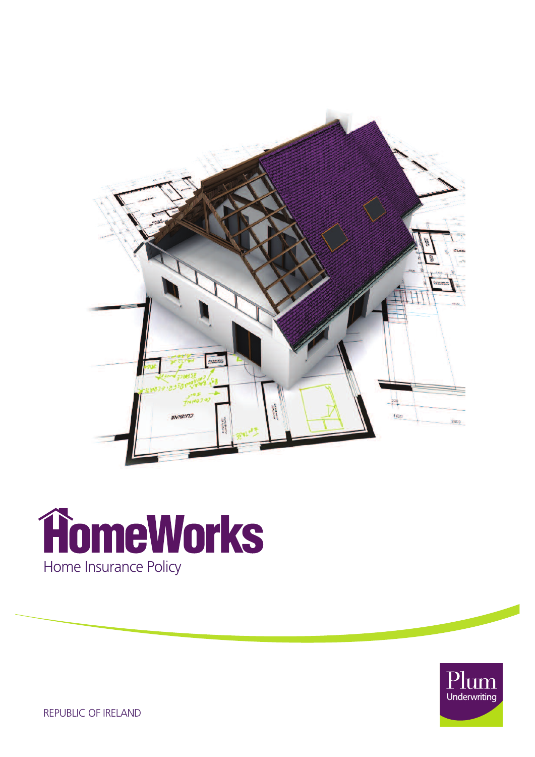# HomeWorks

Home Insurance Policy

Plum Underwriting

REPUBLIC OF IRELAND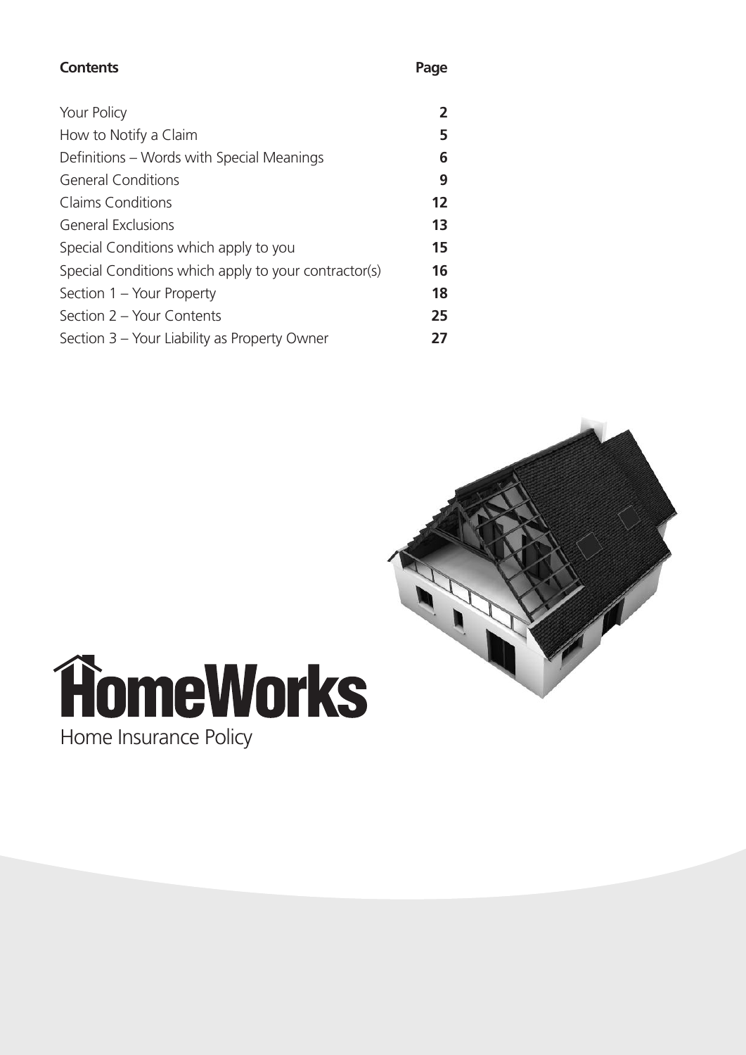## Contents

| Contents | Page |
|---|---|
| Your Policy | 2 |
| How to Notify a Claim | 5 |
| Definitions – Words with Special Meanings | 6 |
| General Conditions | 9 |
| Claims Conditions | 12 |
| General Exclusions | 13 |
| Special Conditions which apply to you | 15 |
| Special Conditions which apply to your contractor(s) | 16 |
| Section 1 – Your Property | 18 |
| Section 2 – Your Contents | 25 |
| Section 3 – Your Liability as Property Owner | 27 |

# HomeWorks

Home Insurance Policy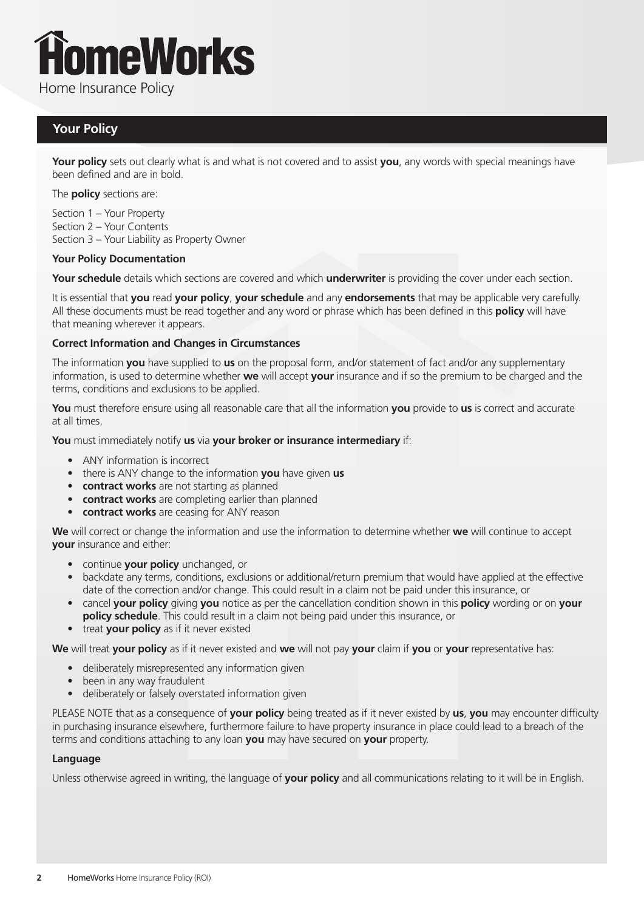# HomeWorks

Home Insurance Policy

## Your Policy

**Your policy** sets out clearly what is and what is not covered and to assist **you**, any words with special meanings have been defined and are in bold.

The **policy** sections are:

Section 1 – Your Property
Section 2 – Your Contents
Section 3 – Your Liability as Property Owner

**Your Policy Documentation**

**Your schedule** details which sections are covered and which **underwriter** is providing the cover under each section.

It is essential that **you** read **your policy**, **your schedule** and any **endorsements** that may be applicable very carefully. All these documents must be read together and any word or phrase which has been defined in this **policy** will have that meaning wherever it appears.

**Correct Information and Changes in Circumstances**

The information **you** have supplied to **us** on the proposal form, and/or statement of fact and/or any supplementary information, is used to determine whether **we** will accept **your** insurance and if so the premium to be charged and the terms, conditions and exclusions to be applied.

**You** must therefore ensure using all reasonable care that all the information **you** provide to **us** is correct and accurate at all times.

**You** must immediately notify **us** via **your broker or insurance intermediary** if:

- ANY information is incorrect
- there is ANY change to the information **you** have given **us**
- **contract works** are not starting as planned
- **contract works** are completing earlier than planned
- **contract works** are ceasing for ANY reason

**We** will correct or change the information and use the information to determine whether **we** will continue to accept **your** insurance and either:

- continue **your policy** unchanged, or
- backdate any terms, conditions, exclusions or additional/return premium that would have applied at the effective date of the correction and/or change. This could result in a claim not be paid under this insurance, or
- cancel **your policy** giving **you** notice as per the cancellation condition shown in this **policy** wording or on **your policy schedule**. This could result in a claim not being paid under this insurance, or
- treat **your policy** as if it never existed

**We** will treat **your policy** as if it never existed and **we** will not pay **your** claim if **you** or **your** representative has:

- deliberately misrepresented any information given
- been in any way fraudulent
- deliberately or falsely overstated information given

PLEASE NOTE that as a consequence of **your policy** being treated as if it never existed by **us**, **you** may encounter difficulty in purchasing insurance elsewhere, furthermore failure to have property insurance in place could lead to a breach of the terms and conditions attaching to any loan **you** may have secured on **your** property.

**Language**

Unless otherwise agreed in writing, the language of **your policy** and all communications relating to it will be in English.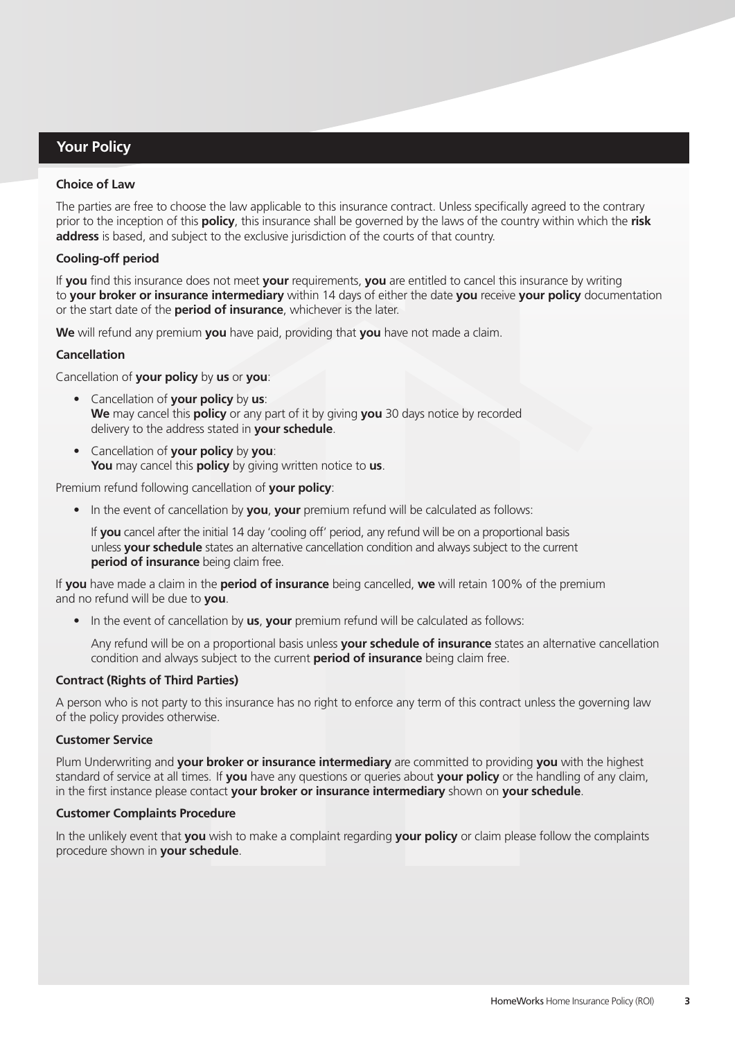## Your Policy

### Choice of Law

The parties are free to choose the law applicable to this insurance contract. Unless specifically agreed to the contrary prior to the inception of this **policy**, this insurance shall be governed by the laws of the country within which the **risk address** is based, and subject to the exclusive jurisdiction of the courts of that country.

### Cooling-off period

If **you** find this insurance does not meet **your** requirements, **you** are entitled to cancel this insurance by writing to **your broker or insurance intermediary** within 14 days of either the date **you** receive **your policy** documentation or the start date of the **period of insurance**, whichever is the later.

**We** will refund any premium **you** have paid, providing that **you** have not made a claim.

### Cancellation

Cancellation of **your policy** by **us** or **you**:

- Cancellation of **your policy** by **us**:
  **We** may cancel this **policy** or any part of it by giving **you** 30 days notice by recorded delivery to the address stated in **your schedule**.
- Cancellation of **your policy** by **you**:
  **You** may cancel this **policy** by giving written notice to **us**.

Premium refund following cancellation of **your policy**:

- In the event of cancellation by **you**, **your** premium refund will be calculated as follows:

  If **you** cancel after the initial 14 day 'cooling off' period, any refund will be on a proportional basis unless **your schedule** states an alternative cancellation condition and always subject to the current **period of insurance** being claim free.

If **you** have made a claim in the **period of insurance** being cancelled, **we** will retain 100% of the premium and no refund will be due to **you**.

- In the event of cancellation by **us**, **your** premium refund will be calculated as follows:

  Any refund will be on a proportional basis unless **your schedule of insurance** states an alternative cancellation condition and always subject to the current **period of insurance** being claim free.

### Contract (Rights of Third Parties)

A person who is not party to this insurance has no right to enforce any term of this contract unless the governing law of the policy provides otherwise.

### Customer Service

Plum Underwriting and **your broker or insurance intermediary** are committed to providing **you** with the highest standard of service at all times. If **you** have any questions or queries about **your policy** or the handling of any claim, in the first instance please contact **your broker or insurance intermediary** shown on **your schedule**.

### Customer Complaints Procedure

In the unlikely event that **you** wish to make a complaint regarding **your policy** or claim please follow the complaints procedure shown in **your schedule**.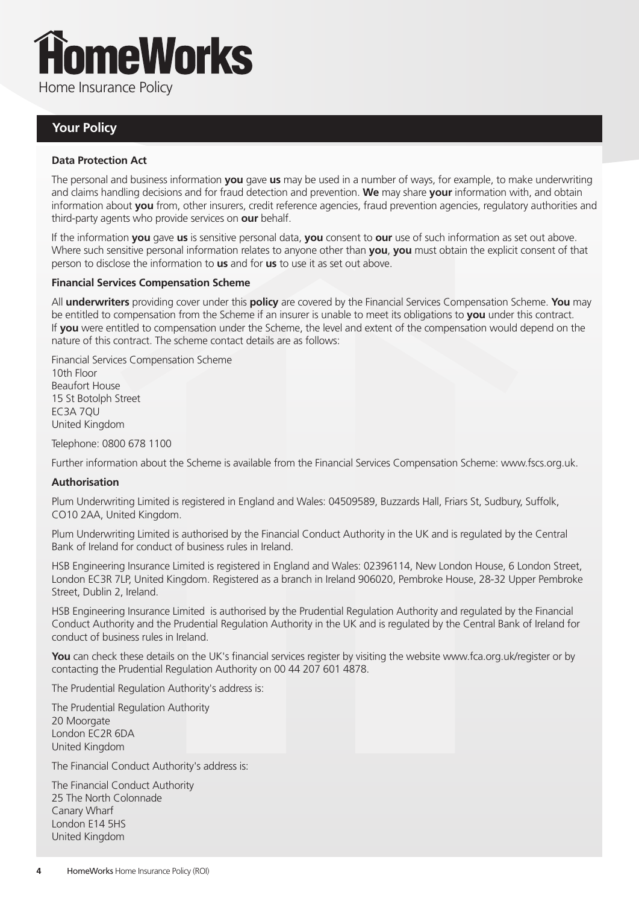# HomeWorks

Home Insurance Policy

## Your Policy

### Data Protection Act

The personal and business information **you** gave **us** may be used in a number of ways, for example, to make underwriting and claims handling decisions and for fraud detection and prevention. **We** may share **your** information with, and obtain information about **you** from, other insurers, credit reference agencies, fraud prevention agencies, regulatory authorities and third-party agents who provide services on **our** behalf.

If the information **you** gave **us** is sensitive personal data, **you** consent to **our** use of such information as set out above. Where such sensitive personal information relates to anyone other than **you**, **you** must obtain the explicit consent of that person to disclose the information to **us** and for **us** to use it as set out above.

### Financial Services Compensation Scheme

All **underwriters** providing cover under this **policy** are covered by the Financial Services Compensation Scheme. **You** may be entitled to compensation from the Scheme if an insurer is unable to meet its obligations to **you** under this contract. If **you** were entitled to compensation under the Scheme, the level and extent of the compensation would depend on the nature of this contract. The scheme contact details are as follows:

Financial Services Compensation Scheme
10th Floor
Beaufort House
15 St Botolph Street
EC3A 7QU
United Kingdom

Telephone: 0800 678 1100

Further information about the Scheme is available from the Financial Services Compensation Scheme: www.fscs.org.uk.

### Authorisation

Plum Underwriting Limited is registered in England and Wales: 04509589, Buzzards Hall, Friars St, Sudbury, Suffolk, CO10 2AA, United Kingdom.

Plum Underwriting Limited is authorised by the Financial Conduct Authority in the UK and is regulated by the Central Bank of Ireland for conduct of business rules in Ireland.

HSB Engineering Insurance Limited is registered in England and Wales: 02396114, New London House, 6 London Street, London EC3R 7LP, United Kingdom. Registered as a branch in Ireland 906020, Pembroke House, 28-32 Upper Pembroke Street, Dublin 2, Ireland.

HSB Engineering Insurance Limited is authorised by the Prudential Regulation Authority and regulated by the Financial Conduct Authority and the Prudential Regulation Authority in the UK and is regulated by the Central Bank of Ireland for conduct of business rules in Ireland.

**You** can check these details on the UK's financial services register by visiting the website www.fca.org.uk/register or by contacting the Prudential Regulation Authority on 00 44 207 601 4878.

The Prudential Regulation Authority's address is:

The Prudential Regulation Authority
20 Moorgate
London EC2R 6DA
United Kingdom

The Financial Conduct Authority's address is:

The Financial Conduct Authority
25 The North Colonnade
Canary Wharf
London E14 5HS
United Kingdom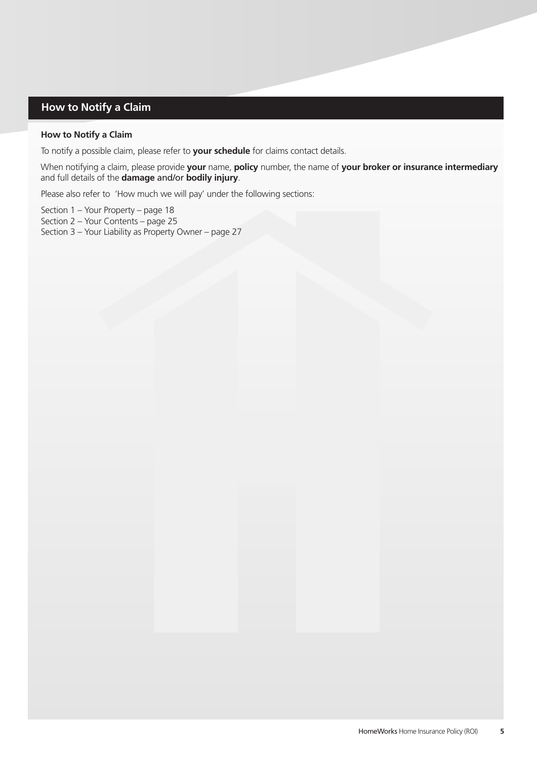## How to Notify a Claim

### How to Notify a Claim

To notify a possible claim, please refer to **your schedule** for claims contact details.

When notifying a claim, please provide **your** name, **policy** number, the name of **your broker or insurance intermediary** and full details of the **damage** and/or **bodily injury**.

Please also refer to 'How much we will pay' under the following sections:

Section 1 – Your Property – page 18
Section 2 – Your Contents – page 25
Section 3 – Your Liability as Property Owner – page 27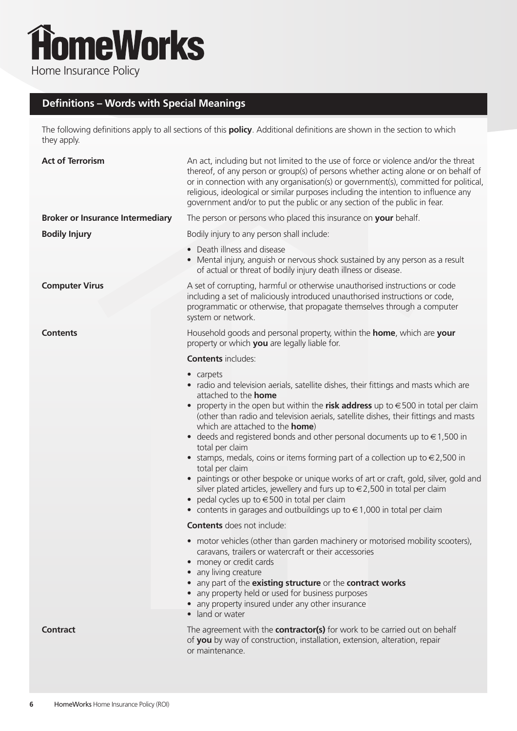# HomeWorks

Home Insurance Policy

## Definitions – Words with Special Meanings

The following definitions apply to all sections of this **policy**. Additional definitions are shown in the section to which they apply.

**Act of Terrorism**

An act, including but not limited to the use of force or violence and/or the threat thereof, of any person or group(s) of persons whether acting alone or on behalf of or in connection with any organisation(s) or government(s), committed for political, religious, ideological or similar purposes including the intention to influence any government and/or to put the public or any section of the public in fear.

**Broker or Insurance Intermediary**

The person or persons who placed this insurance on **your** behalf.

**Bodily Injury**

Bodily injury to any person shall include:

- Death illness and disease
- Mental injury, anguish or nervous shock sustained by any person as a result of actual or threat of bodily injury death illness or disease.

**Computer Virus**

A set of corrupting, harmful or otherwise unauthorised instructions or code including a set of maliciously introduced unauthorised instructions or code, programmatic or otherwise, that propagate themselves through a computer system or network.

**Contents**

Household goods and personal property, within the **home**, which are **your** property or which **you** are legally liable for.

**Contents** includes:

- carpets
- radio and television aerials, satellite dishes, their fittings and masts which are attached to the **home**
- property in the open but within the **risk address** up to €500 in total per claim (other than radio and television aerials, satellite dishes, their fittings and masts which are attached to the **home**)
- deeds and registered bonds and other personal documents up to €1,500 in total per claim
- stamps, medals, coins or items forming part of a collection up to €2,500 in total per claim
- paintings or other bespoke or unique works of art or craft, gold, silver, gold and silver plated articles, jewellery and furs up to €2,500 in total per claim
- pedal cycles up to €500 in total per claim
- contents in garages and outbuildings up to €1,000 in total per claim

**Contents** does not include:

- motor vehicles (other than garden machinery or motorised mobility scooters), caravans, trailers or watercraft or their accessories
- money or credit cards
- any living creature
- any part of the **existing structure** or the **contract works**
- any property held or used for business purposes
- any property insured under any other insurance
- land or water

**Contract**

The agreement with the **contractor(s)** for work to be carried out on behalf of **you** by way of construction, installation, extension, alteration, repair or maintenance.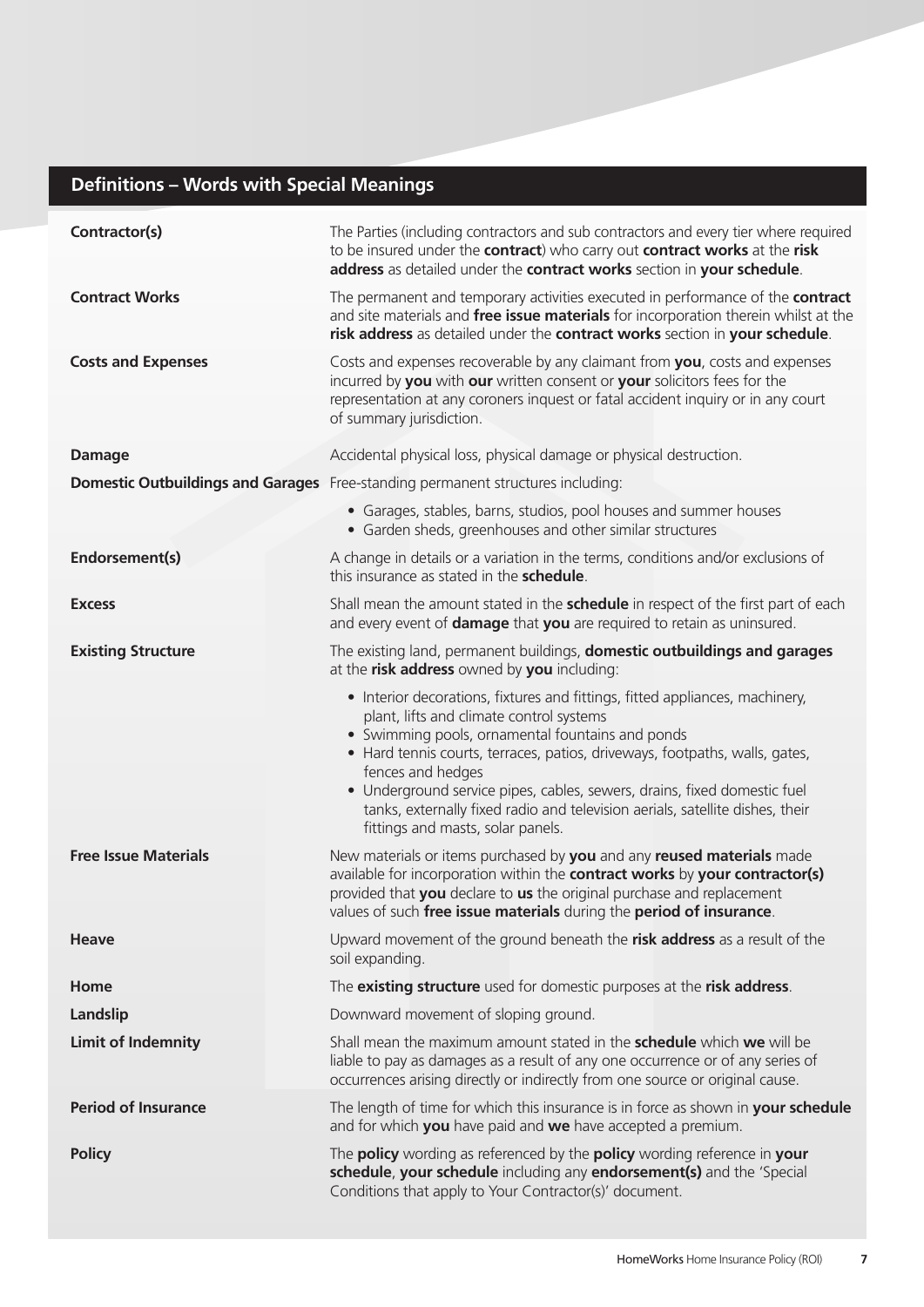## Definitions – Words with Special Meanings

**Contractor(s)**
The Parties (including contractors and sub contractors and every tier where required to be insured under the **contract**) who carry out **contract works** at the **risk address** as detailed under the **contract works** section in **your schedule**.

**Contract Works**
The permanent and temporary activities executed in performance of the **contract** and site materials and **free issue materials** for incorporation therein whilst at the **risk address** as detailed under the **contract works** section in **your schedule**.

**Costs and Expenses**
Costs and expenses recoverable by any claimant from **you**, costs and expenses incurred by **you** with **our** written consent or **your** solicitors fees for the representation at any coroners inquest or fatal accident inquiry or in any court of summary jurisdiction.

**Damage**
Accidental physical loss, physical damage or physical destruction.

**Domestic Outbuildings and Garages**
Free-standing permanent structures including:

- Garages, stables, barns, studios, pool houses and summer houses
- Garden sheds, greenhouses and other similar structures

**Endorsement(s)**
A change in details or a variation in the terms, conditions and/or exclusions of this insurance as stated in the **schedule**.

**Excess**
Shall mean the amount stated in the **schedule** in respect of the first part of each and every event of **damage** that **you** are required to retain as uninsured.

**Existing Structure**
The existing land, permanent buildings, **domestic outbuildings and garages** at the **risk address** owned by **you** including:

- Interior decorations, fixtures and fittings, fitted appliances, machinery, plant, lifts and climate control systems
- Swimming pools, ornamental fountains and ponds
- Hard tennis courts, terraces, patios, driveways, footpaths, walls, gates, fences and hedges
- Underground service pipes, cables, sewers, drains, fixed domestic fuel tanks, externally fixed radio and television aerials, satellite dishes, their fittings and masts, solar panels.

**Free Issue Materials**
New materials or items purchased by **you** and any **reused materials** made available for incorporation within the **contract works** by **your contractor(s)** provided that **you** declare to **us** the original purchase and replacement values of such **free issue materials** during the **period of insurance**.

**Heave**
Upward movement of the ground beneath the **risk address** as a result of the soil expanding.

**Home**
The **existing structure** used for domestic purposes at the **risk address**.

**Landslip**
Downward movement of sloping ground.

**Limit of Indemnity**
Shall mean the maximum amount stated in the **schedule** which **we** will be liable to pay as damages as a result of any one occurrence or of any series of occurrences arising directly or indirectly from one source or original cause.

**Period of Insurance**
The length of time for which this insurance is in force as shown in **your schedule** and for which **you** have paid and **we** have accepted a premium.

**Policy**
The **policy** wording as referenced by the **policy** wording reference in **your schedule**, **your schedule** including any **endorsement(s)** and the 'Special Conditions that apply to Your Contractor(s)' document.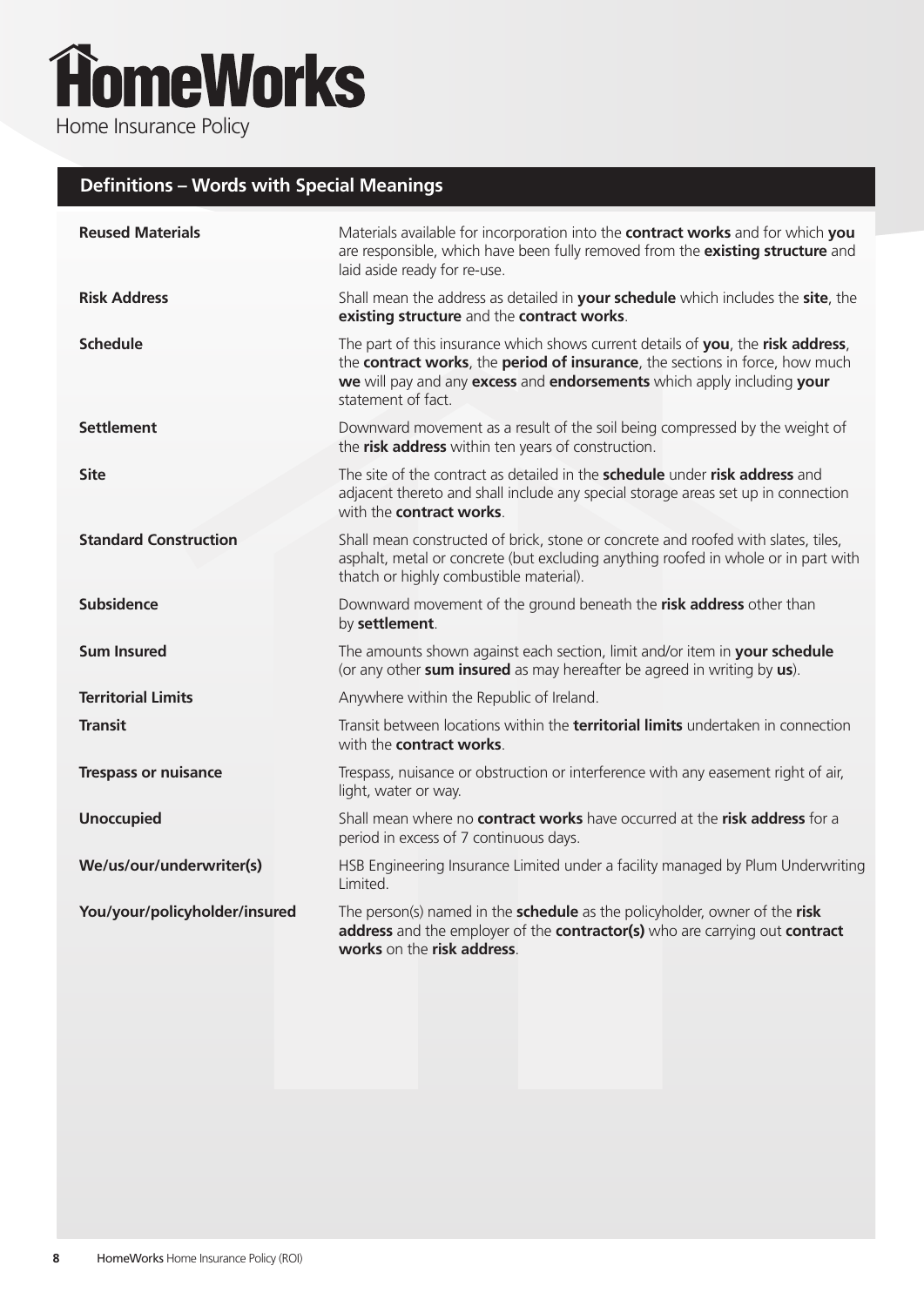## Definitions – Words with Special Meanings

| | |
|---|---|
| **Reused Materials** | Materials available for incorporation into the **contract works** and for which **you** are responsible, which have been fully removed from the **existing structure** and laid aside ready for re-use. |
| **Risk Address** | Shall mean the address as detailed in **your schedule** which includes the **site**, the **existing structure** and the **contract works**. |
| **Schedule** | The part of this insurance which shows current details of **you**, the **risk address**, the **contract works**, the **period of insurance**, the sections in force, how much **we** will pay and any **excess** and **endorsements** which apply including **your** statement of fact. |
| **Settlement** | Downward movement as a result of the soil being compressed by the weight of the **risk address** within ten years of construction. |
| **Site** | The site of the contract as detailed in the **schedule** under **risk address** and adjacent thereto and shall include any special storage areas set up in connection with the **contract works**. |
| **Standard Construction** | Shall mean constructed of brick, stone or concrete and roofed with slates, tiles, asphalt, metal or concrete (but excluding anything roofed in whole or in part with thatch or highly combustible material). |
| **Subsidence** | Downward movement of the ground beneath the **risk address** other than by **settlement**. |
| **Sum Insured** | The amounts shown against each section, limit and/or item in **your schedule** (or any other **sum insured** as may hereafter be agreed in writing by **us**). |
| **Territorial Limits** | Anywhere within the Republic of Ireland. |
| **Transit** | Transit between locations within the **territorial limits** undertaken in connection with the **contract works**. |
| **Trespass or nuisance** | Trespass, nuisance or obstruction or interference with any easement right of air, light, water or way. |
| **Unoccupied** | Shall mean where no **contract works** have occurred at the **risk address** for a period in excess of 7 continuous days. |
| **We/us/our/underwriter(s)** | HSB Engineering Insurance Limited under a facility managed by Plum Underwriting Limited. |
| **You/your/policyholder/insured** | The person(s) named in the **schedule** as the policyholder, owner of the **risk address** and the employer of the **contractor(s)** who are carrying out **contract works** on the **risk address**. |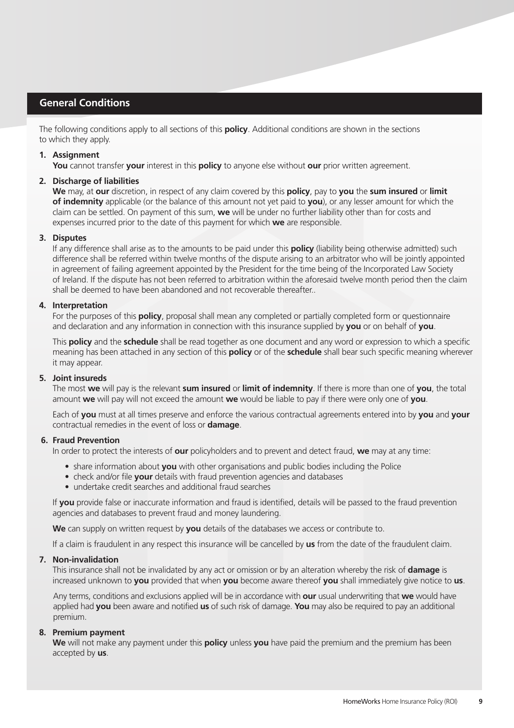## General Conditions

The following conditions apply to all sections of this **policy**. Additional conditions are shown in the sections to which they apply.

**1. Assignment**

**You** cannot transfer **your** interest in this **policy** to anyone else without **our** prior written agreement.

**2. Discharge of liabilities**

**We** may, at **our** discretion, in respect of any claim covered by this **policy**, pay to **you** the **sum insured** or **limit of indemnity** applicable (or the balance of this amount not yet paid to **you**), or any lesser amount for which the claim can be settled. On payment of this sum, **we** will be under no further liability other than for costs and expenses incurred prior to the date of this payment for which **we** are responsible.

**3. Disputes**

If any difference shall arise as to the amounts to be paid under this **policy** (liability being otherwise admitted) such difference shall be referred within twelve months of the dispute arising to an arbitrator who will be jointly appointed in agreement of failing agreement appointed by the President for the time being of the Incorporated Law Society of Ireland. If the dispute has not been referred to arbitration within the aforesaid twelve month period then the claim shall be deemed to have been abandoned and not recoverable thereafter..

**4. Interpretation**

For the purposes of this **policy**, proposal shall mean any completed or partially completed form or questionnaire and declaration and any information in connection with this insurance supplied by **you** or on behalf of **you**.

This **policy** and the **schedule** shall be read together as one document and any word or expression to which a specific meaning has been attached in any section of this **policy** or of the **schedule** shall bear such specific meaning wherever it may appear.

**5. Joint insureds**

The most **we** will pay is the relevant **sum insured** or **limit of indemnity**. If there is more than one of **you**, the total amount **we** will pay will not exceed the amount **we** would be liable to pay if there were only one of **you**.

Each of **you** must at all times preserve and enforce the various contractual agreements entered into by **you** and **your** contractual remedies in the event of loss or **damage**.

**6. Fraud Prevention**

In order to protect the interests of **our** policyholders and to prevent and detect fraud, **we** may at any time:

- share information about **you** with other organisations and public bodies including the Police
- check and/or file **your** details with fraud prevention agencies and databases
- undertake credit searches and additional fraud searches

If **you** provide false or inaccurate information and fraud is identified, details will be passed to the fraud prevention agencies and databases to prevent fraud and money laundering.

**We** can supply on written request by **you** details of the databases we access or contribute to.

If a claim is fraudulent in any respect this insurance will be cancelled by **us** from the date of the fraudulent claim.

**7. Non-invalidation**

This insurance shall not be invalidated by any act or omission or by an alteration whereby the risk of **damage** is increased unknown to **you** provided that when **you** become aware thereof **you** shall immediately give notice to **us**.

Any terms, conditions and exclusions applied will be in accordance with **our** usual underwriting that **we** would have applied had **you** been aware and notified **us** of such risk of damage. **You** may also be required to pay an additional premium.

**8. Premium payment**

**We** will not make any payment under this **policy** unless **you** have paid the premium and the premium has been accepted by **us**.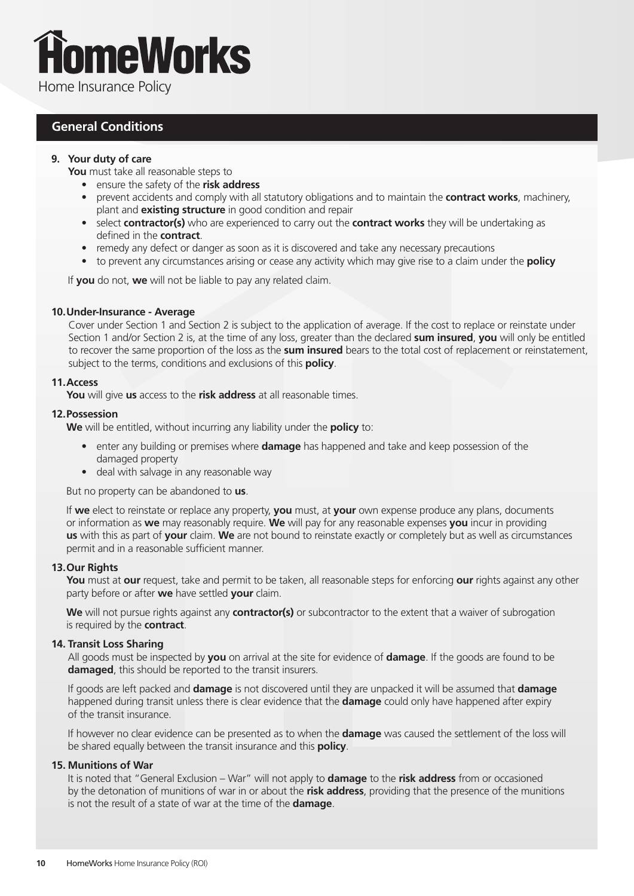# HomeWorks

Home Insurance Policy

## General Conditions

**9. Your duty of care**

**You** must take all reasonable steps to

- ensure the safety of the **risk address**
- prevent accidents and comply with all statutory obligations and to maintain the **contract works**, machinery, plant and **existing structure** in good condition and repair
- select **contractor(s)** who are experienced to carry out the **contract works** they will be undertaking as defined in the **contract**.
- remedy any defect or danger as soon as it is discovered and take any necessary precautions
- to prevent any circumstances arising or cease any activity which may give rise to a claim under the **policy**

If **you** do not, **we** will not be liable to pay any related claim.

**10. Under-Insurance - Average**

Cover under Section 1 and Section 2 is subject to the application of average. If the cost to replace or reinstate under Section 1 and/or Section 2 is, at the time of any loss, greater than the declared **sum insured**, **you** will only be entitled to recover the same proportion of the loss as the **sum insured** bears to the total cost of replacement or reinstatement, subject to the terms, conditions and exclusions of this **policy**.

**11. Access**

**You** will give **us** access to the **risk address** at all reasonable times.

**12. Possession**

**We** will be entitled, without incurring any liability under the **policy** to:

- enter any building or premises where **damage** has happened and take and keep possession of the damaged property
- deal with salvage in any reasonable way

But no property can be abandoned to **us**.

If **we** elect to reinstate or replace any property, **you** must, at **your** own expense produce any plans, documents or information as **we** may reasonably require. **We** will pay for any reasonable expenses **you** incur in providing **us** with this as part of **your** claim. **We** are not bound to reinstate exactly or completely but as well as circumstances permit and in a reasonable sufficient manner.

**13. Our Rights**

**You** must at **our** request, take and permit to be taken, all reasonable steps for enforcing **our** rights against any other party before or after **we** have settled **your** claim.

**We** will not pursue rights against any **contractor(s)** or subcontractor to the extent that a waiver of subrogation is required by the **contract**.

**14. Transit Loss Sharing**

All goods must be inspected by **you** on arrival at the site for evidence of **damage**. If the goods are found to be **damaged**, this should be reported to the transit insurers.

If goods are left packed and **damage** is not discovered until they are unpacked it will be assumed that **damage** happened during transit unless there is clear evidence that the **damage** could only have happened after expiry of the transit insurance.

If however no clear evidence can be presented as to when the **damage** was caused the settlement of the loss will be shared equally between the transit insurance and this **policy**.

**15. Munitions of War**

It is noted that "General Exclusion – War" will not apply to **damage** to the **risk address** from or occasioned by the detonation of munitions of war in or about the **risk address**, providing that the presence of the munitions is not the result of a state of war at the time of the **damage**.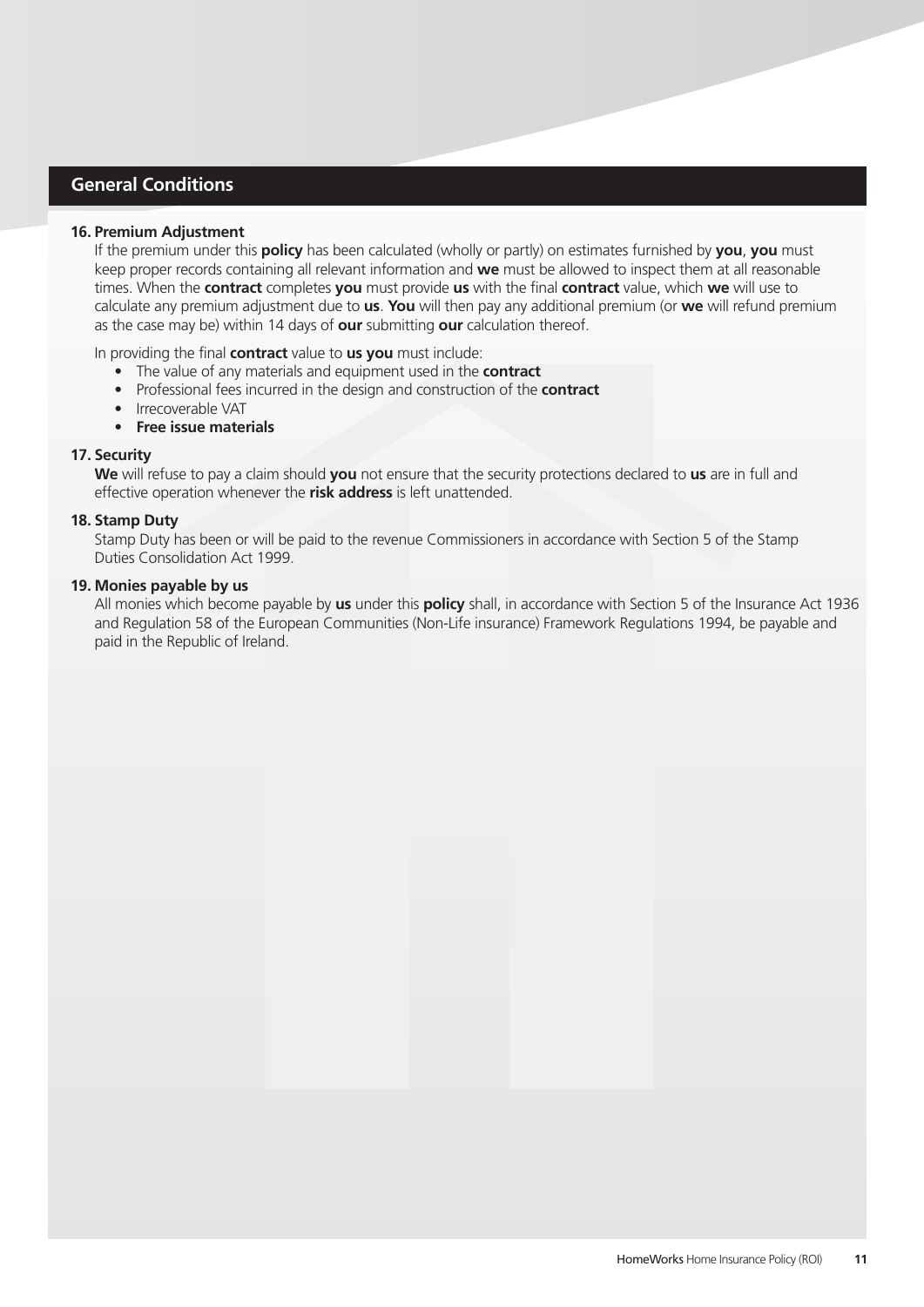## General Conditions

**16. Premium Adjustment**

If the premium under this **policy** has been calculated (wholly or partly) on estimates furnished by **you**, **you** must keep proper records containing all relevant information and **we** must be allowed to inspect them at all reasonable times. When the **contract** completes **you** must provide **us** with the final **contract** value, which **we** will use to calculate any premium adjustment due to **us**. **You** will then pay any additional premium (or **we** will refund premium as the case may be) within 14 days of **our** submitting **our** calculation thereof.

In providing the final **contract** value to **us you** must include:

- The value of any materials and equipment used in the **contract**
- Professional fees incurred in the design and construction of the **contract**
- Irrecoverable VAT
- **Free issue materials**

**17. Security**

**We** will refuse to pay a claim should **you** not ensure that the security protections declared to **us** are in full and effective operation whenever the **risk address** is left unattended.

**18. Stamp Duty**

Stamp Duty has been or will be paid to the revenue Commissioners in accordance with Section 5 of the Stamp Duties Consolidation Act 1999.

**19. Monies payable by us**

All monies which become payable by **us** under this **policy** shall, in accordance with Section 5 of the Insurance Act 1936 and Regulation 58 of the European Communities (Non-Life insurance) Framework Regulations 1994, be payable and paid in the Republic of Ireland.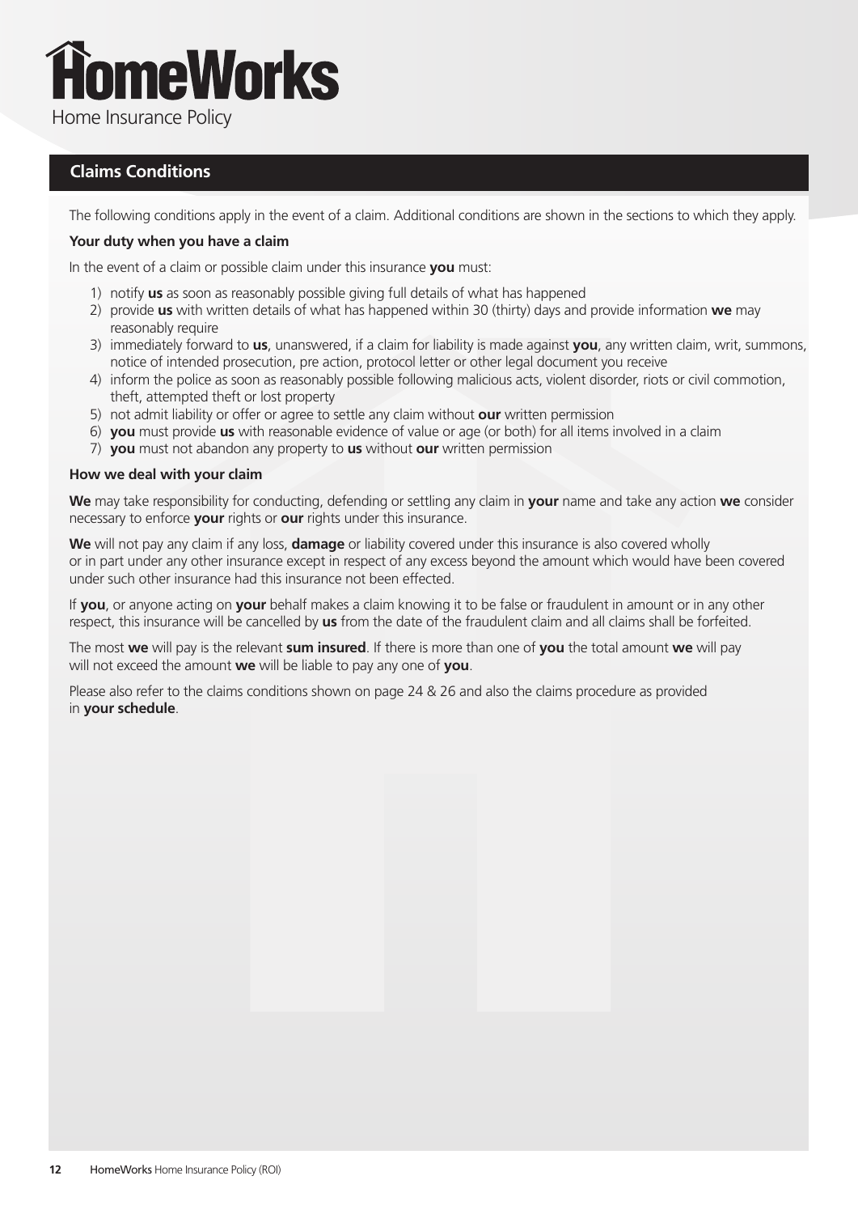## Claims Conditions

The following conditions apply in the event of a claim. Additional conditions are shown in the sections to which they apply.

**Your duty when you have a claim**

In the event of a claim or possible claim under this insurance **you** must:

1) notify **us** as soon as reasonably possible giving full details of what has happened
2) provide **us** with written details of what has happened within 30 (thirty) days and provide information **we** may reasonably require
3) immediately forward to **us**, unanswered, if a claim for liability is made against **you**, any written claim, writ, summons, notice of intended prosecution, pre action, protocol letter or other legal document you receive
4) inform the police as soon as reasonably possible following malicious acts, violent disorder, riots or civil commotion, theft, attempted theft or lost property
5) not admit liability or offer or agree to settle any claim without **our** written permission
6) **you** must provide **us** with reasonable evidence of value or age (or both) for all items involved in a claim
7) **you** must not abandon any property to **us** without **our** written permission

**How we deal with your claim**

**We** may take responsibility for conducting, defending or settling any claim in **your** name and take any action **we** consider necessary to enforce **your** rights or **our** rights under this insurance.

**We** will not pay any claim if any loss, **damage** or liability covered under this insurance is also covered wholly or in part under any other insurance except in respect of any excess beyond the amount which would have been covered under such other insurance had this insurance not been effected.

If **you**, or anyone acting on **your** behalf makes a claim knowing it to be false or fraudulent in amount or in any other respect, this insurance will be cancelled by **us** from the date of the fraudulent claim and all claims shall be forfeited.

The most **we** will pay is the relevant **sum insured**. If there is more than one of **you** the total amount **we** will pay will not exceed the amount **we** will be liable to pay any one of **you**.

Please also refer to the claims conditions shown on page 24 & 26 and also the claims procedure as provided in **your schedule**.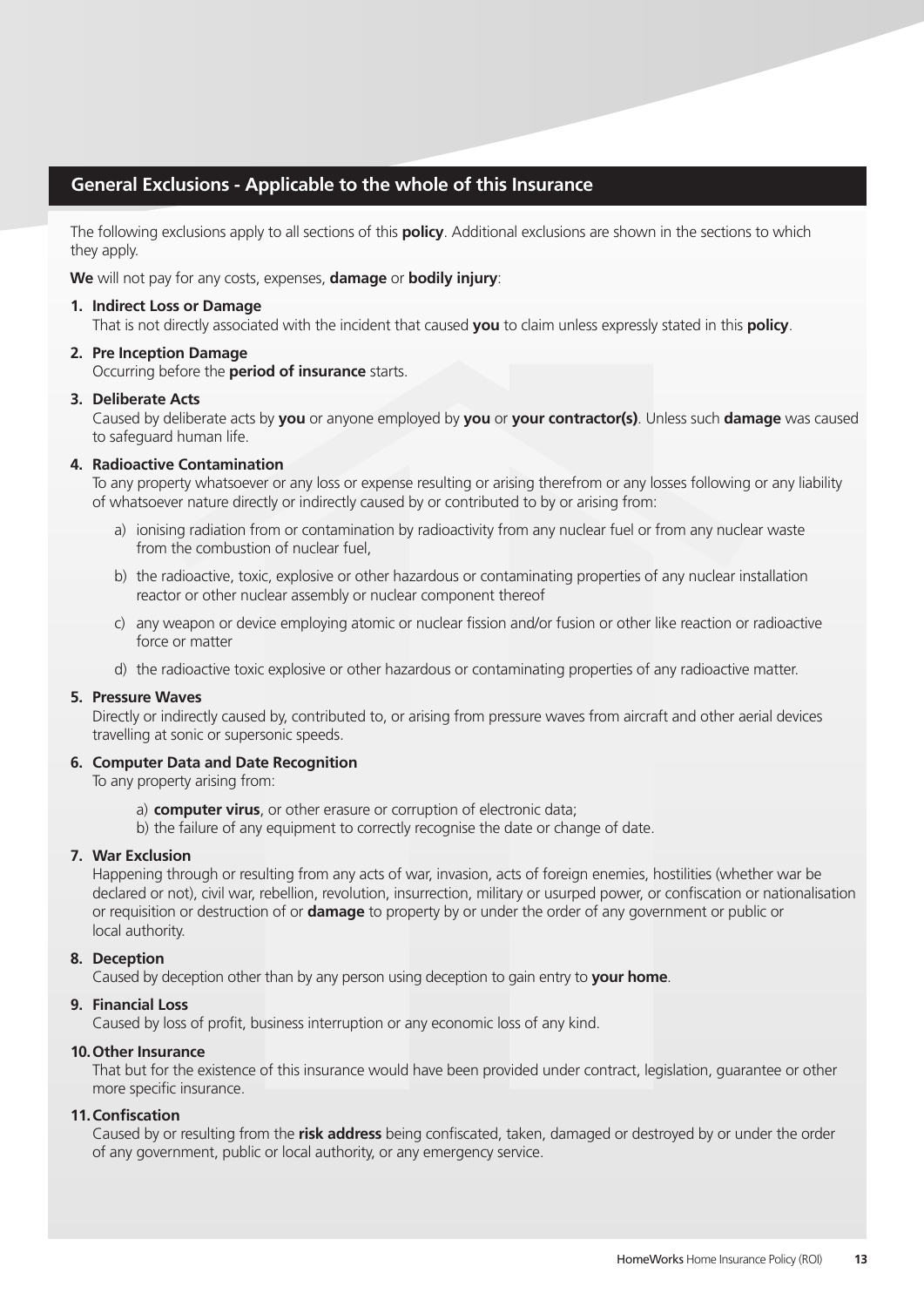## General Exclusions - Applicable to the whole of this Insurance

The following exclusions apply to all sections of this **policy**. Additional exclusions are shown in the sections to which they apply.

**We** will not pay for any costs, expenses, **damage** or **bodily injury**:

1. **Indirect Loss or Damage**
   That is not directly associated with the incident that caused **you** to claim unless expressly stated in this **policy**.

2. **Pre Inception Damage**
   Occurring before the **period of insurance** starts.

3. **Deliberate Acts**
   Caused by deliberate acts by **you** or anyone employed by **you** or **your contractor(s)**. Unless such **damage** was caused to safeguard human life.

4. **Radioactive Contamination**
   To any property whatsoever or any loss or expense resulting or arising therefrom or any losses following or any liability of whatsoever nature directly or indirectly caused by or contributed to by or arising from:

   a) ionising radiation from or contamination by radioactivity from any nuclear fuel or from any nuclear waste from the combustion of nuclear fuel,

   b) the radioactive, toxic, explosive or other hazardous or contaminating properties of any nuclear installation reactor or other nuclear assembly or nuclear component thereof

   c) any weapon or device employing atomic or nuclear fission and/or fusion or other like reaction or radioactive force or matter

   d) the radioactive toxic explosive or other hazardous or contaminating properties of any radioactive matter.

5. **Pressure Waves**
   Directly or indirectly caused by, contributed to, or arising from pressure waves from aircraft and other aerial devices travelling at sonic or supersonic speeds.

6. **Computer Data and Date Recognition**
   To any property arising from:

   a) **computer virus**, or other erasure or corruption of electronic data;
   b) the failure of any equipment to correctly recognise the date or change of date.

7. **War Exclusion**
   Happening through or resulting from any acts of war, invasion, acts of foreign enemies, hostilities (whether war be declared or not), civil war, rebellion, revolution, insurrection, military or usurped power, or confiscation or nationalisation or requisition or destruction of or **damage** to property by or under the order of any government or public or local authority.

8. **Deception**
   Caused by deception other than by any person using deception to gain entry to **your home**.

9. **Financial Loss**
   Caused by loss of profit, business interruption or any economic loss of any kind.

10. **Other Insurance**
    That but for the existence of this insurance would have been provided under contract, legislation, guarantee or other more specific insurance.

11. **Confiscation**
    Caused by or resulting from the **risk address** being confiscated, taken, damaged or destroyed by or under the order of any government, public or local authority, or any emergency service.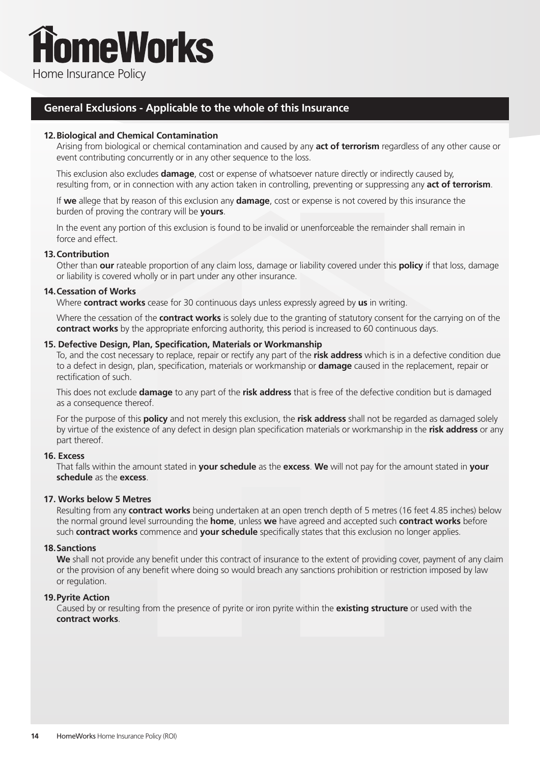## General Exclusions - Applicable to the whole of this Insurance

### 12. Biological and Chemical Contamination

Arising from biological or chemical contamination and caused by any **act of terrorism** regardless of any other cause or event contributing concurrently or in any other sequence to the loss.

This exclusion also excludes **damage**, cost or expense of whatsoever nature directly or indirectly caused by, resulting from, or in connection with any action taken in controlling, preventing or suppressing any **act of terrorism**.

If **we** allege that by reason of this exclusion any **damage**, cost or expense is not covered by this insurance the burden of proving the contrary will be **yours**.

In the event any portion of this exclusion is found to be invalid or unenforceable the remainder shall remain in force and effect.

### 13. Contribution

Other than **our** rateable proportion of any claim loss, damage or liability covered under this **policy** if that loss, damage or liability is covered wholly or in part under any other insurance.

### 14. Cessation of Works

Where **contract works** cease for 30 continuous days unless expressly agreed by **us** in writing.

Where the cessation of the **contract works** is solely due to the granting of statutory consent for the carrying on of the **contract works** by the appropriate enforcing authority, this period is increased to 60 continuous days.

### 15. Defective Design, Plan, Specification, Materials or Workmanship

To, and the cost necessary to replace, repair or rectify any part of the **risk address** which is in a defective condition due to a defect in design, plan, specification, materials or workmanship or **damage** caused in the replacement, repair or rectification of such.

This does not exclude **damage** to any part of the **risk address** that is free of the defective condition but is damaged as a consequence thereof.

For the purpose of this **policy** and not merely this exclusion, the **risk address** shall not be regarded as damaged solely by virtue of the existence of any defect in design plan specification materials or workmanship in the **risk address** or any part thereof.

### 16. Excess

That falls within the amount stated in **your schedule** as the **excess**. **We** will not pay for the amount stated in **your schedule** as the **excess**.

### 17. Works below 5 Metres

Resulting from any **contract works** being undertaken at an open trench depth of 5 metres (16 feet 4.85 inches) below the normal ground level surrounding the **home**, unless **we** have agreed and accepted such **contract works** before such **contract works** commence and **your schedule** specifically states that this exclusion no longer applies.

### 18. Sanctions

**We** shall not provide any benefit under this contract of insurance to the extent of providing cover, payment of any claim or the provision of any benefit where doing so would breach any sanctions prohibition or restriction imposed by law or regulation.

### 19. Pyrite Action

Caused by or resulting from the presence of pyrite or iron pyrite within the **existing structure** or used with the **contract works**.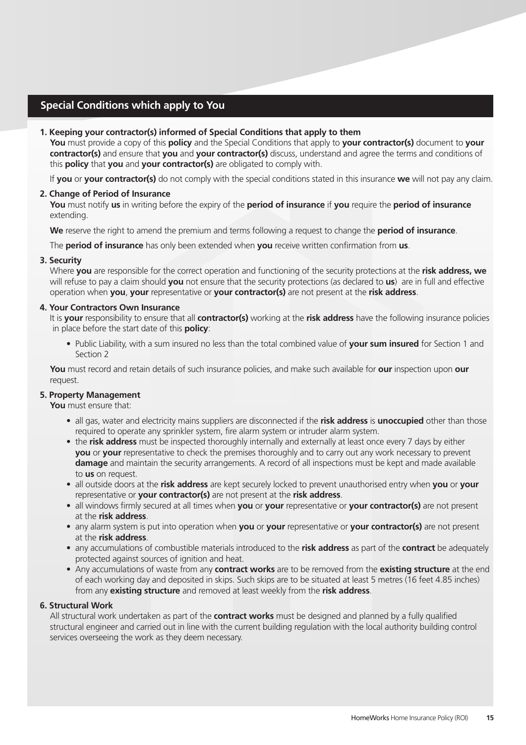## Special Conditions which apply to You

**1. Keeping your contractor(s) informed of Special Conditions that apply to them**

**You** must provide a copy of this **policy** and the Special Conditions that apply to **your contractor(s)** document to **your contractor(s)** and ensure that **you** and **your contractor(s)** discuss, understand and agree the terms and conditions of this **policy** that **you** and **your contractor(s)** are obligated to comply with.

If **you** or **your contractor(s)** do not comply with the special conditions stated in this insurance **we** will not pay any claim.

**2. Change of Period of Insurance**

**You** must notify **us** in writing before the expiry of the **period of insurance** if **you** require the **period of insurance** extending.

**We** reserve the right to amend the premium and terms following a request to change the **period of insurance**.

The **period of insurance** has only been extended when **you** receive written confirmation from **us**.

**3. Security**

Where **you** are responsible for the correct operation and functioning of the security protections at the **risk address, we** will refuse to pay a claim should **you** not ensure that the security protections (as declared to **us**) are in full and effective operation when **you**, **your** representative or **your contractor(s)** are not present at the **risk address**.

**4. Your Contractors Own Insurance**

It is **your** responsibility to ensure that all **contractor(s)** working at the **risk address** have the following insurance policies in place before the start date of this **policy**:

- Public Liability, with a sum insured no less than the total combined value of **your sum insured** for Section 1 and Section 2

**You** must record and retain details of such insurance policies, and make such available for **our** inspection upon **our** request.

**5. Property Management**

**You** must ensure that:

- all gas, water and electricity mains suppliers are disconnected if the **risk address** is **unoccupied** other than those required to operate any sprinkler system, fire alarm system or intruder alarm system.
- the **risk address** must be inspected thoroughly internally and externally at least once every 7 days by either **you** or **your** representative to check the premises thoroughly and to carry out any work necessary to prevent **damage** and maintain the security arrangements. A record of all inspections must be kept and made available to **us** on request.
- all outside doors at the **risk address** are kept securely locked to prevent unauthorised entry when **you** or **your** representative or **your contractor(s)** are not present at the **risk address**.
- all windows firmly secured at all times when **you** or **your** representative or **your contractor(s)** are not present at the **risk address**.
- any alarm system is put into operation when **you** or **your** representative or **your contractor(s)** are not present at the **risk address**.
- any accumulations of combustible materials introduced to the **risk address** as part of the **contract** be adequately protected against sources of ignition and heat.
- Any accumulations of waste from any **contract works** are to be removed from the **existing structure** at the end of each working day and deposited in skips. Such skips are to be situated at least 5 metres (16 feet 4.85 inches) from any **existing structure** and removed at least weekly from the **risk address**.

**6. Structural Work**

All structural work undertaken as part of the **contract works** must be designed and planned by a fully qualified structural engineer and carried out in line with the current building regulation with the local authority building control services overseeing the work as they deem necessary.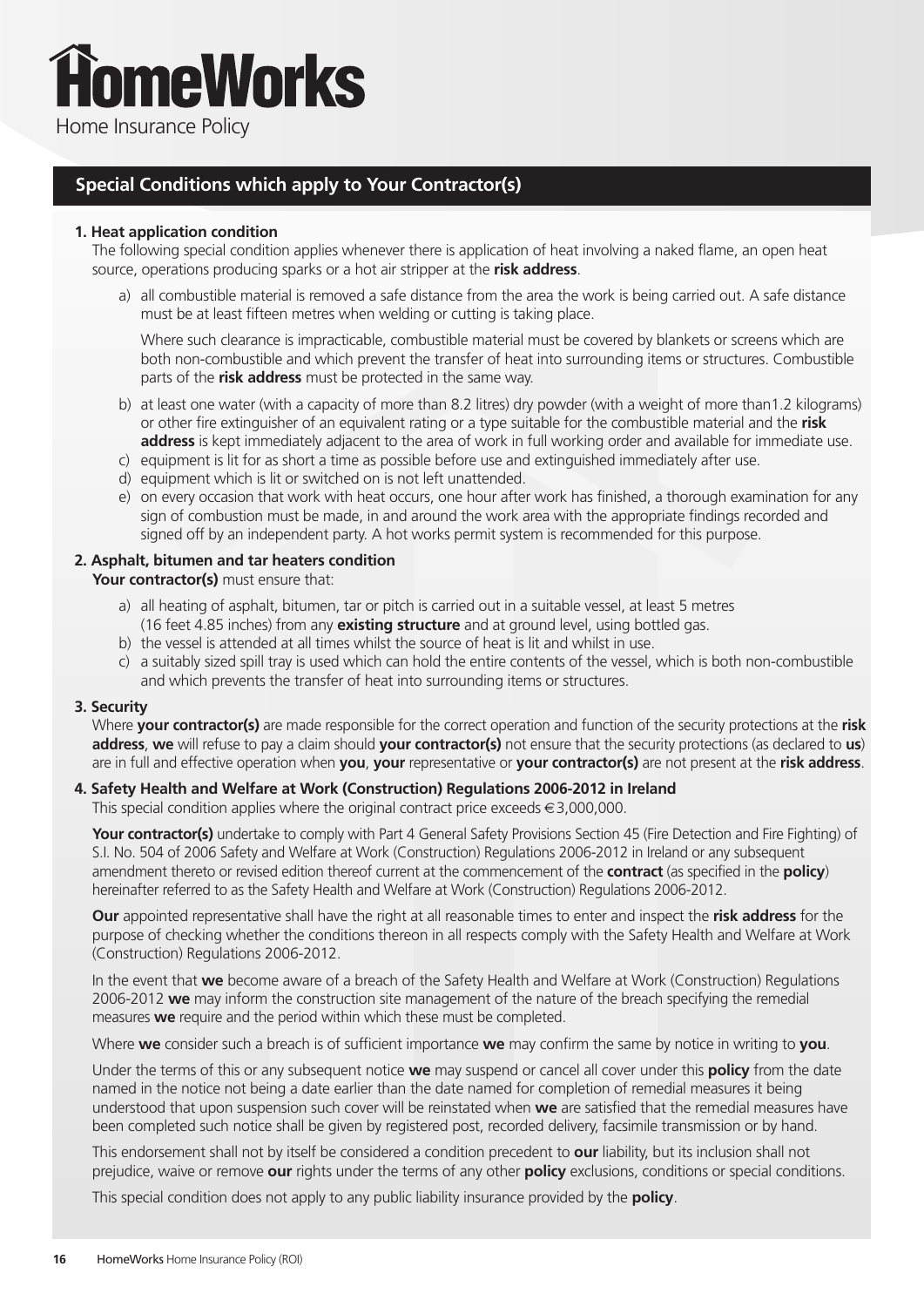## Special Conditions which apply to Your Contractor(s)

**1. Heat application condition**

The following special condition applies whenever there is application of heat involving a naked flame, an open heat source, operations producing sparks or a hot air stripper at the **risk address**.

a) all combustible material is removed a safe distance from the area the work is being carried out. A safe distance must be at least fifteen metres when welding or cutting is taking place.

   Where such clearance is impracticable, combustible material must be covered by blankets or screens which are both non-combustible and which prevent the transfer of heat into surrounding items or structures. Combustible parts of the **risk address** must be protected in the same way.

b) at least one water (with a capacity of more than 8.2 litres) dry powder (with a weight of more than1.2 kilograms) or other fire extinguisher of an equivalent rating or a type suitable for the combustible material and the **risk address** is kept immediately adjacent to the area of work in full working order and available for immediate use.

c) equipment is lit for as short a time as possible before use and extinguished immediately after use.

d) equipment which is lit or switched on is not left unattended.

e) on every occasion that work with heat occurs, one hour after work has finished, a thorough examination for any sign of combustion must be made, in and around the work area with the appropriate findings recorded and signed off by an independent party. A hot works permit system is recommended for this purpose.

**2. Asphalt, bitumen and tar heaters condition**

**Your contractor(s)** must ensure that:

a) all heating of asphalt, bitumen, tar or pitch is carried out in a suitable vessel, at least 5 metres (16 feet 4.85 inches) from any **existing structure** and at ground level, using bottled gas.

b) the vessel is attended at all times whilst the source of heat is lit and whilst in use.

c) a suitably sized spill tray is used which can hold the entire contents of the vessel, which is both non-combustible and which prevents the transfer of heat into surrounding items or structures.

**3. Security**

Where **your contractor(s)** are made responsible for the correct operation and function of the security protections at the **risk address**, **we** will refuse to pay a claim should **your contractor(s)** not ensure that the security protections (as declared to **us**) are in full and effective operation when **you**, **your** representative or **your contractor(s)** are not present at the **risk address**.

**4. Safety Health and Welfare at Work (Construction) Regulations 2006-2012 in Ireland**

This special condition applies where the original contract price exceeds €3,000,000.

**Your contractor(s)** undertake to comply with Part 4 General Safety Provisions Section 45 (Fire Detection and Fire Fighting) of S.I. No. 504 of 2006 Safety and Welfare at Work (Construction) Regulations 2006-2012 in Ireland or any subsequent amendment thereto or revised edition thereof current at the commencement of the **contract** (as specified in the **policy**) hereinafter referred to as the Safety Health and Welfare at Work (Construction) Regulations 2006-2012.

**Our** appointed representative shall have the right at all reasonable times to enter and inspect the **risk address** for the purpose of checking whether the conditions thereon in all respects comply with the Safety Health and Welfare at Work (Construction) Regulations 2006-2012.

In the event that **we** become aware of a breach of the Safety Health and Welfare at Work (Construction) Regulations 2006-2012 **we** may inform the construction site management of the nature of the breach specifying the remedial measures **we** require and the period within which these must be completed.

Where **we** consider such a breach is of sufficient importance **we** may confirm the same by notice in writing to **you**.

Under the terms of this or any subsequent notice **we** may suspend or cancel all cover under this **policy** from the date named in the notice not being a date earlier than the date named for completion of remedial measures it being understood that upon suspension such cover will be reinstated when **we** are satisfied that the remedial measures have been completed such notice shall be given by registered post, recorded delivery, facsimile transmission or by hand.

This endorsement shall not by itself be considered a condition precedent to **our** liability, but its inclusion shall not prejudice, waive or remove **our** rights under the terms of any other **policy** exclusions, conditions or special conditions.

This special condition does not apply to any public liability insurance provided by the **policy**.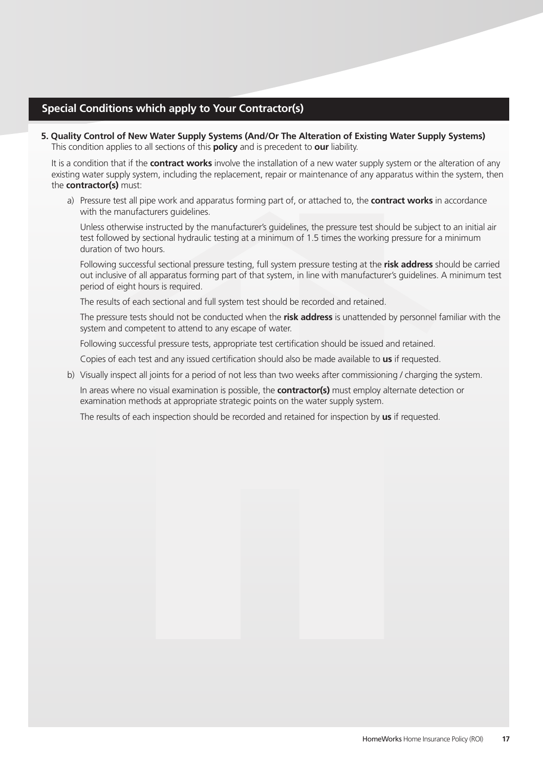## Special Conditions which apply to Your Contractor(s)

**5. Quality Control of New Water Supply Systems (And/Or The Alteration of Existing Water Supply Systems)**

This condition applies to all sections of this **policy** and is precedent to **our** liability.

It is a condition that if the **contract works** involve the installation of a new water supply system or the alteration of any existing water supply system, including the replacement, repair or maintenance of any apparatus within the system, then the **contractor(s)** must:

a) Pressure test all pipe work and apparatus forming part of, or attached to, the **contract works** in accordance with the manufacturers guidelines.

   Unless otherwise instructed by the manufacturer's guidelines, the pressure test should be subject to an initial air test followed by sectional hydraulic testing at a minimum of 1.5 times the working pressure for a minimum duration of two hours.

   Following successful sectional pressure testing, full system pressure testing at the **risk address** should be carried out inclusive of all apparatus forming part of that system, in line with manufacturer's guidelines. A minimum test period of eight hours is required.

   The results of each sectional and full system test should be recorded and retained.

   The pressure tests should not be conducted when the **risk address** is unattended by personnel familiar with the system and competent to attend to any escape of water.

   Following successful pressure tests, appropriate test certification should be issued and retained.

   Copies of each test and any issued certification should also be made available to **us** if requested.

b) Visually inspect all joints for a period of not less than two weeks after commissioning / charging the system.

   In areas where no visual examination is possible, the **contractor(s)** must employ alternate detection or examination methods at appropriate strategic points on the water supply system.

   The results of each inspection should be recorded and retained for inspection by **us** if requested.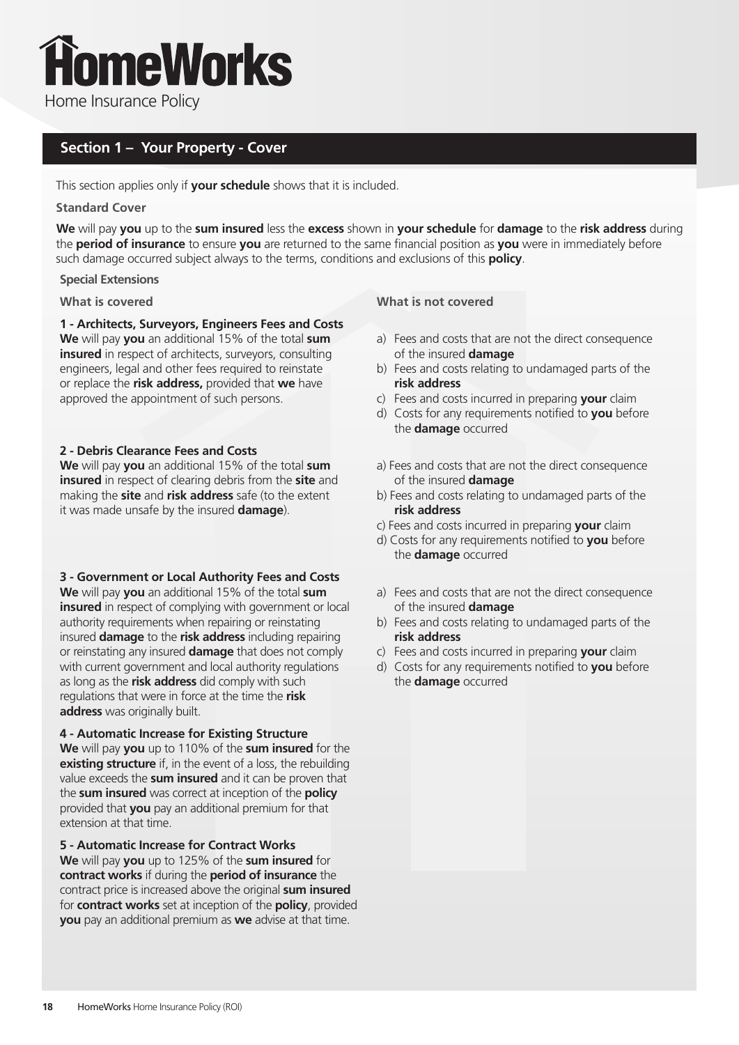# HomeWorks

Home Insurance Policy

## Section 1 – Your Property - Cover

This section applies only if **your schedule** shows that it is included.

### Standard Cover

**We** will pay **you** up to the **sum insured** less the **excess** shown in **your schedule** for **damage** to the **risk address** during the **period of insurance** to ensure **you** are returned to the same financial position as **you** were in immediately before such damage occurred subject always to the terms, conditions and exclusions of this **policy**.

### Special Extensions

| What is covered | What is not covered |
|---|---|
| **1 - Architects, Surveyors, Engineers Fees and Costs**<br>**We** will pay **you** an additional 15% of the total **sum insured** in respect of architects, surveyors, consulting engineers, legal and other fees required to reinstate or replace the **risk address,** provided that **we** have approved the appointment of such persons. | a) Fees and costs that are not the direct consequence of the insured **damage**<br>b) Fees and costs relating to undamaged parts of the **risk address**<br>c) Fees and costs incurred in preparing **your** claim<br>d) Costs for any requirements notified to **you** before the **damage** occurred |
| **2 - Debris Clearance Fees and Costs**<br>**We** will pay **you** an additional 15% of the total **sum insured** in respect of clearing debris from the **site** and making the **site** and **risk address** safe (to the extent it was made unsafe by the insured **damage**). | a) Fees and costs that are not the direct consequence of the insured **damage**<br>b) Fees and costs relating to undamaged parts of the **risk address**<br>c) Fees and costs incurred in preparing **your** claim<br>d) Costs for any requirements notified to **you** before the **damage** occurred |
| **3 - Government or Local Authority Fees and Costs**<br>**We** will pay **you** an additional 15% of the total **sum insured** in respect of complying with government or local authority requirements when repairing or reinstating insured **damage** to the **risk address** including repairing or reinstating any insured **damage** that does not comply with current government and local authority regulations as long as the **risk address** did comply with such regulations that were in force at the time the **risk address** was originally built. | a) Fees and costs that are not the direct consequence of the insured **damage**<br>b) Fees and costs relating to undamaged parts of the **risk address**<br>c) Fees and costs incurred in preparing **your** claim<br>d) Costs for any requirements notified to **you** before the **damage** occurred |
| **4 - Automatic Increase for Existing Structure**<br>**We** will pay **you** up to 110% of the **sum insured** for the **existing structure** if, in the event of a loss, the rebuilding value exceeds the **sum insured** and it can be proven that the **sum insured** was correct at inception of the **policy** provided that **you** pay an additional premium for that extension at that time. | |
| **5 - Automatic Increase for Contract Works**<br>**We** will pay **you** up to 125% of the **sum insured** for **contract works** if during the **period of insurance** the contract price is increased above the original **sum insured** for **contract works** set at inception of the **policy**, provided **you** pay an additional premium as **we** advise at that time. | |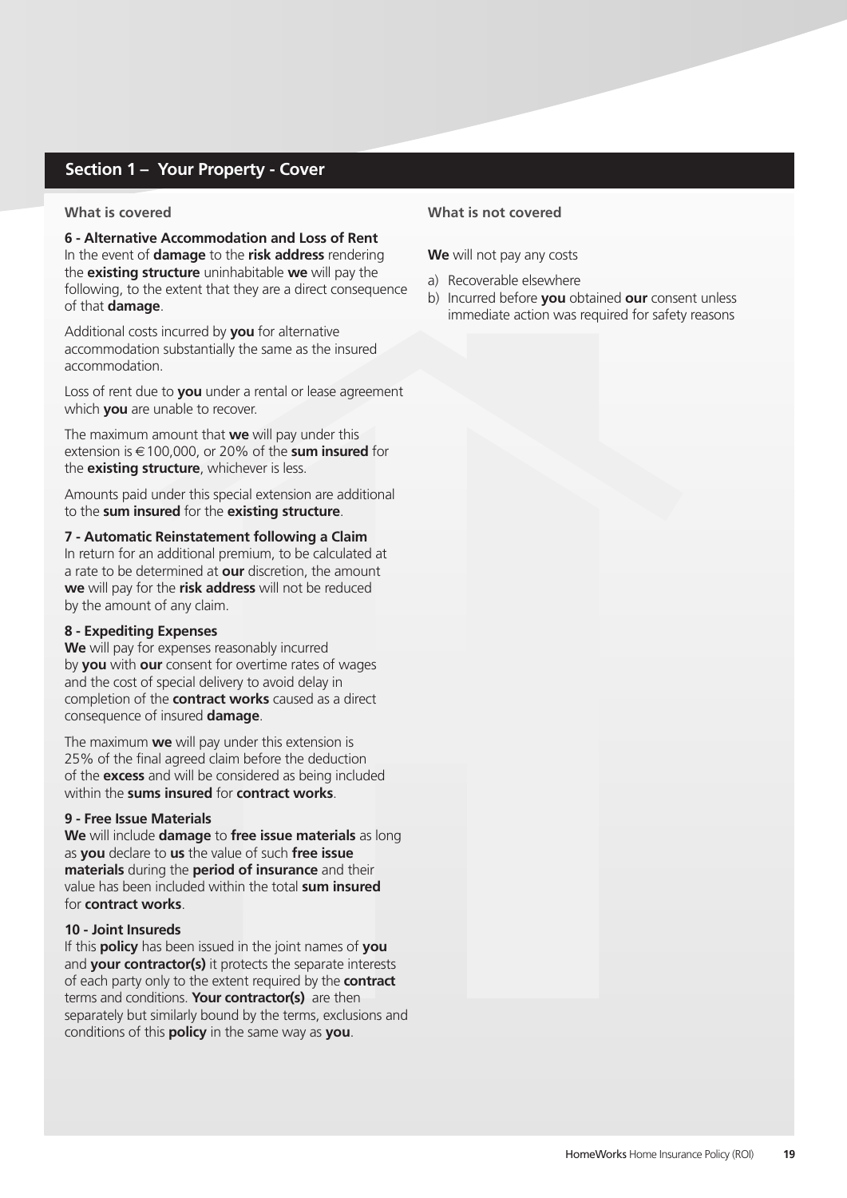## Section 1 – Your Property - Cover

### What is covered

**6 - Alternative Accommodation and Loss of Rent**
In the event of **damage** to the **risk address** rendering the **existing structure** uninhabitable **we** will pay the following, to the extent that they are a direct consequence of that **damage**.

Additional costs incurred by **you** for alternative accommodation substantially the same as the insured accommodation.

Loss of rent due to **you** under a rental or lease agreement which **you** are unable to recover.

The maximum amount that **we** will pay under this extension is €100,000, or 20% of the **sum insured** for the **existing structure**, whichever is less.

Amounts paid under this special extension are additional to the **sum insured** for the **existing structure**.

**7 - Automatic Reinstatement following a Claim**
In return for an additional premium, to be calculated at a rate to be determined at **our** discretion, the amount **we** will pay for the **risk address** will not be reduced by the amount of any claim.

**8 - Expediting Expenses**
**We** will pay for expenses reasonably incurred by **you** with **our** consent for overtime rates of wages and the cost of special delivery to avoid delay in completion of the **contract works** caused as a direct consequence of insured **damage**.

The maximum **we** will pay under this extension is 25% of the final agreed claim before the deduction of the **excess** and will be considered as being included within the **sums insured** for **contract works**.

**9 - Free Issue Materials**
**We** will include **damage** to **free issue materials** as long as **you** declare to **us** the value of such **free issue materials** during the **period of insurance** and their value has been included within the total **sum insured** for **contract works**.

**10 - Joint Insureds**
If this **policy** has been issued in the joint names of **you** and **your contractor(s)** it protects the separate interests of each party only to the extent required by the **contract** terms and conditions. **Your contractor(s)** are then separately but similarly bound by the terms, exclusions and conditions of this **policy** in the same way as **you**.

### What is not covered

**We** will not pay any costs

a) Recoverable elsewhere
b) Incurred before **you** obtained **our** consent unless immediate action was required for safety reasons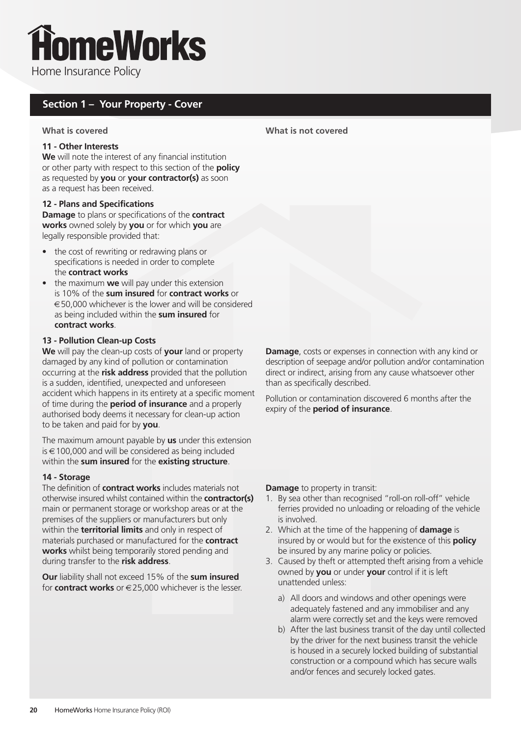# HomeWorks

Home Insurance Policy

## Section 1 – Your Property - Cover

**What is covered**

### 11 - Other Interests

**We** will note the interest of any financial institution or other party with respect to this section of the **policy** as requested by **you** or **your contractor(s)** as soon as a request has been received.

### 12 - Plans and Specifications

**Damage** to plans or specifications of the **contract works** owned solely by **you** or for which **you** are legally responsible provided that:

- the cost of rewriting or redrawing plans or specifications is needed in order to complete the **contract works**
- the maximum **we** will pay under this extension is 10% of the **sum insured** for **contract works** or €50,000 whichever is the lower and will be considered as being included within the **sum insured** for **contract works**.

### 13 - Pollution Clean-up Costs

**We** will pay the clean-up costs of **your** land or property damaged by any kind of pollution or contamination occurring at the **risk address** provided that the pollution is a sudden, identified, unexpected and unforeseen accident which happens in its entirety at a specific moment of time during the **period of insurance** and a properly authorised body deems it necessary for clean-up action to be taken and paid for by **you**.

The maximum amount payable by **us** under this extension is €100,000 and will be considered as being included within the **sum insured** for the **existing structure**.

**What is not covered**

**Damage**, costs or expenses in connection with any kind or description of seepage and/or pollution and/or contamination direct or indirect, arising from any cause whatsoever other than as specifically described.

Pollution or contamination discovered 6 months after the expiry of the **period of insurance**.

### 14 - Storage

**What is covered**

The definition of **contract works** includes materials not otherwise insured whilst contained within the **contractor(s)** main or permanent storage or workshop areas or at the premises of the suppliers or manufacturers but only within the **territorial limits** and only in respect of materials purchased or manufactured for the **contract works** whilst being temporarily stored pending and during transfer to the **risk address**.

**Our** liability shall not exceed 15% of the **sum insured** for **contract works** or €25,000 whichever is the lesser.

**What is not covered**

**Damage** to property in transit:

1. By sea other than recognised "roll-on roll-off" vehicle ferries provided no unloading or reloading of the vehicle is involved.
2. Which at the time of the happening of **damage** is insured by or would but for the existence of this **policy** be insured by any marine policy or policies.
3. Caused by theft or attempted theft arising from a vehicle owned by **you** or under **your** control if it is left unattended unless:
   a) All doors and windows and other openings were adequately fastened and any immobiliser and any alarm were correctly set and the keys were removed
   b) After the last business transit of the day until collected by the driver for the next business transit the vehicle is housed in a securely locked building of substantial construction or a compound which has secure walls and/or fences and securely locked gates.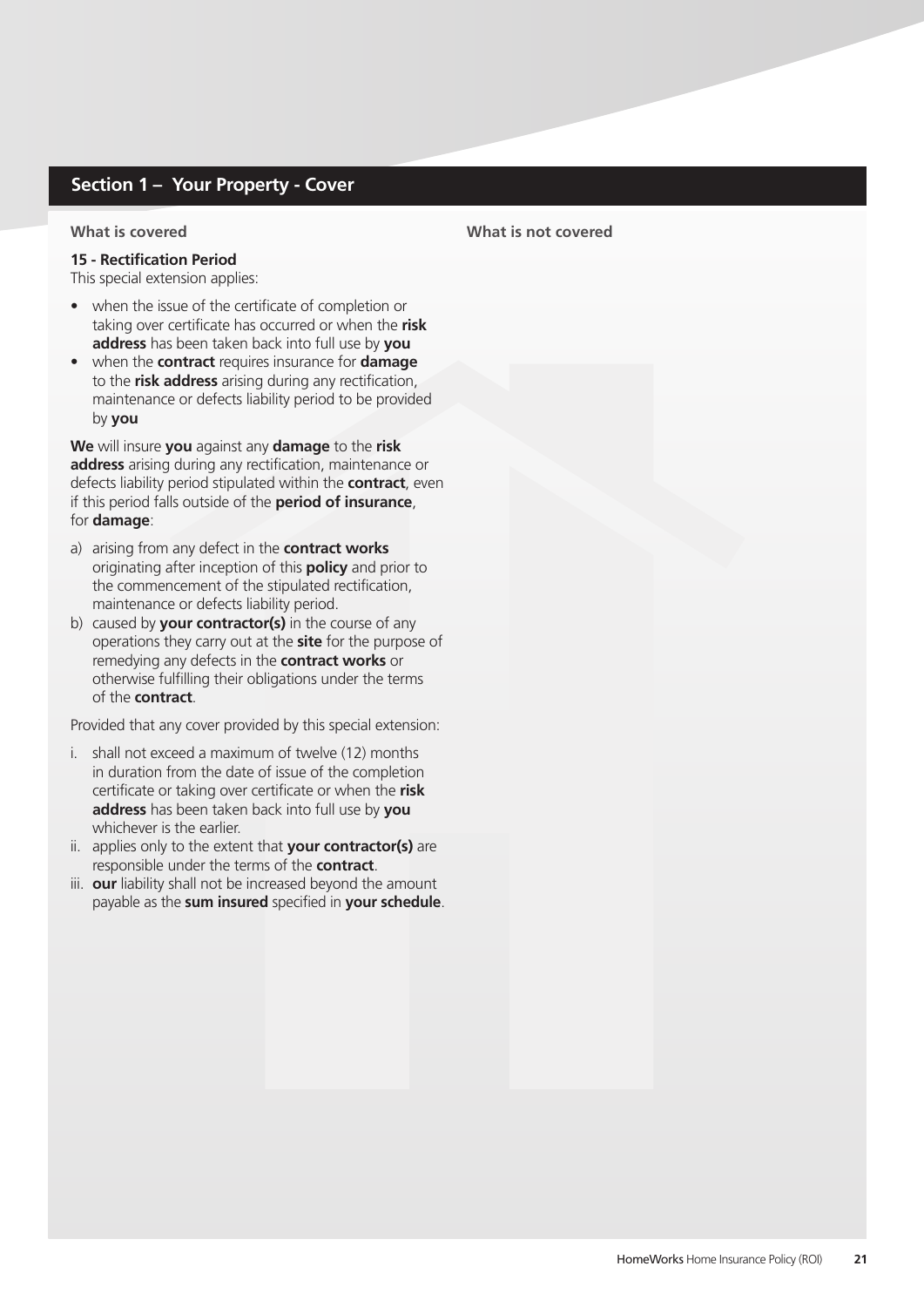## Section 1 – Your Property - Cover

**What is covered**

**15 - Rectification Period**

This special extension applies:

- when the issue of the certificate of completion or taking over certificate has occurred or when the **risk address** has been taken back into full use by **you**
- when the **contract** requires insurance for **damage** to the **risk address** arising during any rectification, maintenance or defects liability period to be provided by **you**

**We** will insure **you** against any **damage** to the **risk address** arising during any rectification, maintenance or defects liability period stipulated within the **contract**, even if this period falls outside of the **period of insurance**, for **damage**:

a) arising from any defect in the **contract works** originating after inception of this **policy** and prior to the commencement of the stipulated rectification, maintenance or defects liability period.
b) caused by **your contractor(s)** in the course of any operations they carry out at the **site** for the purpose of remedying any defects in the **contract works** or otherwise fulfilling their obligations under the terms of the **contract**.

Provided that any cover provided by this special extension:

i. shall not exceed a maximum of twelve (12) months in duration from the date of issue of the completion certificate or taking over certificate or when the **risk address** has been taken back into full use by **you** whichever is the earlier.
ii. applies only to the extent that **your contractor(s)** are responsible under the terms of the **contract**.
iii. **our** liability shall not be increased beyond the amount payable as the **sum insured** specified in **your schedule**.

**What is not covered**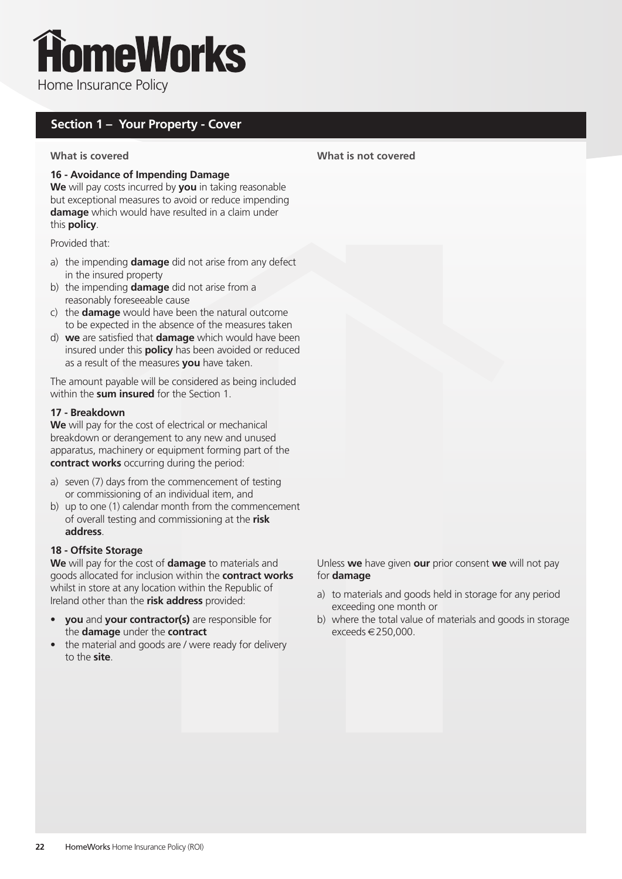## Section 1 – Your Property - Cover

**What is covered**

**16 - Avoidance of Impending Damage**
**We** will pay costs incurred by **you** in taking reasonable but exceptional measures to avoid or reduce impending **damage** which would have resulted in a claim under this **policy**.

Provided that:

a) the impending **damage** did not arise from any defect in the insured property
b) the impending **damage** did not arise from a reasonably foreseeable cause
c) the **damage** would have been the natural outcome to be expected in the absence of the measures taken
d) **we** are satisfied that **damage** which would have been insured under this **policy** has been avoided or reduced as a result of the measures **you** have taken.

The amount payable will be considered as being included within the **sum insured** for the Section 1.

**17 - Breakdown**
**We** will pay for the cost of electrical or mechanical breakdown or derangement to any new and unused apparatus, machinery or equipment forming part of the **contract works** occurring during the period:

a) seven (7) days from the commencement of testing or commissioning of an individual item, and
b) up to one (1) calendar month from the commencement of overall testing and commissioning at the **risk address**.

**18 - Offsite Storage**
**We** will pay for the cost of **damage** to materials and goods allocated for inclusion within the **contract works** whilst in store at any location within the Republic of Ireland other than the **risk address** provided:

- **you** and **your contractor(s)** are responsible for the **damage** under the **contract**
- the material and goods are / were ready for delivery to the **site**.

**What is not covered**

Unless **we** have given **our** prior consent **we** will not pay for **damage**

a) to materials and goods held in storage for any period exceeding one month or
b) where the total value of materials and goods in storage exceeds €250,000.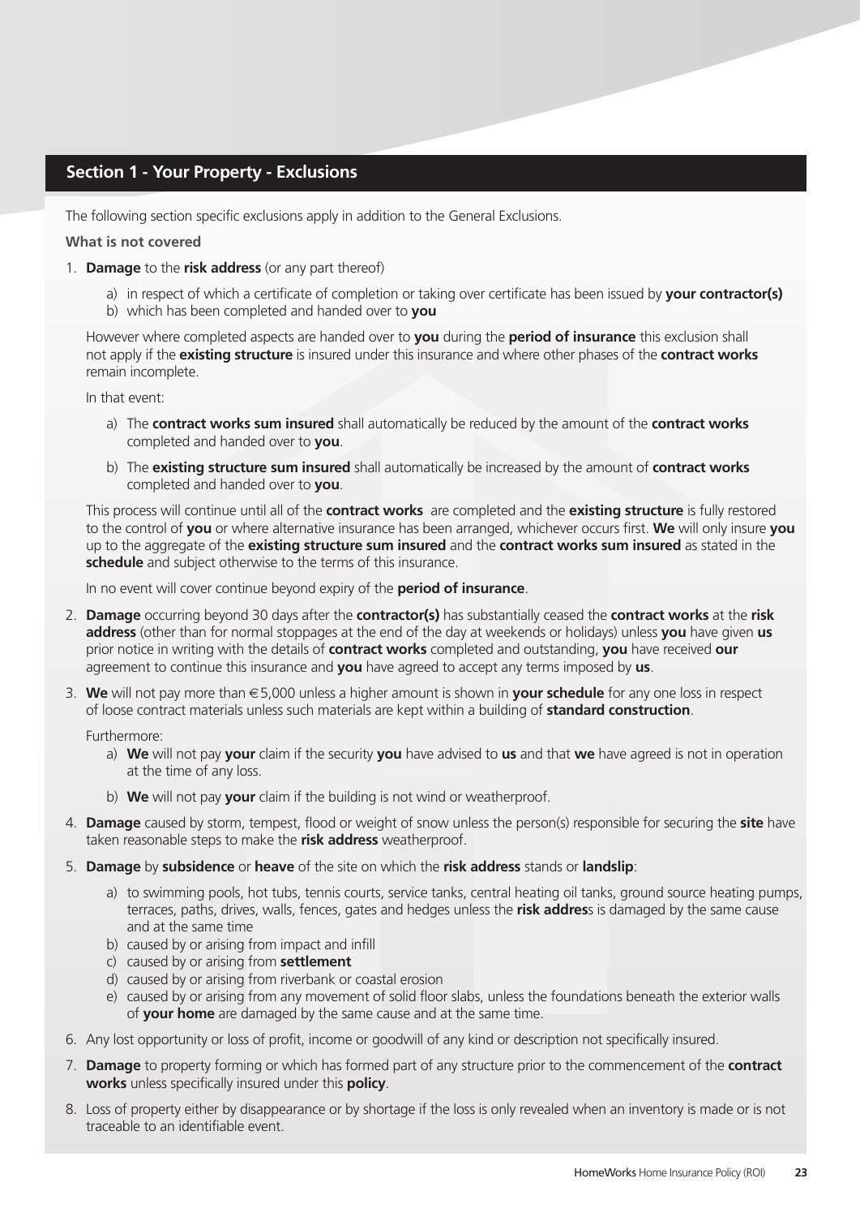## Section 1 - Your Property - Exclusions

The following section specific exclusions apply in addition to the General Exclusions.

**What is not covered**

1. **Damage** to the **risk address** (or any part thereof)

   a) in respect of which a certificate of completion or taking over certificate has been issued by **your contractor(s)**
   b) which has been completed and handed over to **you**

   However where completed aspects are handed over to **you** during the **period of insurance** this exclusion shall not apply if the **existing structure** is insured under this insurance and where other phases of the **contract works** remain incomplete.

   In that event:

   a) The **contract works sum insured** shall automatically be reduced by the amount of the **contract works** completed and handed over to **you**.

   b) The **existing structure sum insured** shall automatically be increased by the amount of **contract works** completed and handed over to **you**.

   This process will continue until all of the **contract works** are completed and the **existing structure** is fully restored to the control of **you** or where alternative insurance has been arranged, whichever occurs first. **We** will only insure **you** up to the aggregate of the **existing structure sum insured** and the **contract works sum insured** as stated in the **schedule** and subject otherwise to the terms of this insurance.

   In no event will cover continue beyond expiry of the **period of insurance**.

2. **Damage** occurring beyond 30 days after the **contractor(s)** has substantially ceased the **contract works** at the **risk address** (other than for normal stoppages at the end of the day at weekends or holidays) unless **you** have given **us** prior notice in writing with the details of **contract works** completed and outstanding, **you** have received **our** agreement to continue this insurance and **you** have agreed to accept any terms imposed by **us**.

3. **We** will not pay more than €5,000 unless a higher amount is shown in **your schedule** for any one loss in respect of loose contract materials unless such materials are kept within a building of **standard construction**.

   Furthermore:

   a) **We** will not pay **your** claim if the security **you** have advised to **us** and that **we** have agreed is not in operation at the time of any loss.

   b) **We** will not pay **your** claim if the building is not wind or weatherproof.

4. **Damage** caused by storm, tempest, flood or weight of snow unless the person(s) responsible for securing the **site** have taken reasonable steps to make the **risk address** weatherproof.

5. **Damage** by **subsidence** or **heave** of the site on which the **risk address** stands or **landslip**:

   a) to swimming pools, hot tubs, tennis courts, service tanks, central heating oil tanks, ground source heating pumps, terraces, paths, drives, walls, fences, gates and hedges unless the **risk address** is damaged by the same cause and at the same time
   b) caused by or arising from impact and infill
   c) caused by or arising from **settlement**
   d) caused by or arising from riverbank or coastal erosion
   e) caused by or arising from any movement of solid floor slabs, unless the foundations beneath the exterior walls of **your home** are damaged by the same cause and at the same time.

6. Any lost opportunity or loss of profit, income or goodwill of any kind or description not specifically insured.

7. **Damage** to property forming or which has formed part of any structure prior to the commencement of the **contract works** unless specifically insured under this **policy**.

8. Loss of property either by disappearance or by shortage if the loss is only revealed when an inventory is made or is not traceable to an identifiable event.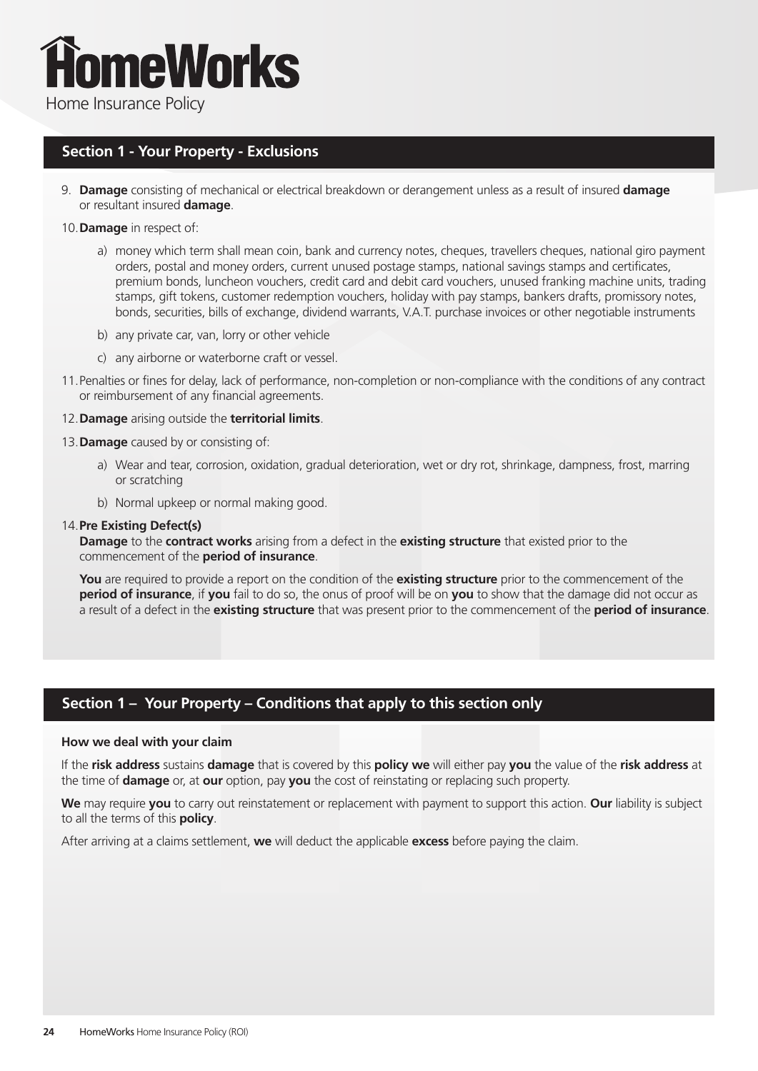# HomeWorks

Home Insurance Policy

## Section 1 - Your Property - Exclusions

9. **Damage** consisting of mechanical or electrical breakdown or derangement unless as a result of insured **damage** or resultant insured **damage**.

10. **Damage** in respect of:

    a) money which term shall mean coin, bank and currency notes, cheques, travellers cheques, national giro payment orders, postal and money orders, current unused postage stamps, national savings stamps and certificates, premium bonds, luncheon vouchers, credit card and debit card vouchers, unused franking machine units, trading stamps, gift tokens, customer redemption vouchers, holiday with pay stamps, bankers drafts, promissory notes, bonds, securities, bills of exchange, dividend warrants, V.A.T. purchase invoices or other negotiable instruments

    b) any private car, van, lorry or other vehicle

    c) any airborne or waterborne craft or vessel.

11. Penalties or fines for delay, lack of performance, non-completion or non-compliance with the conditions of any contract or reimbursement of any financial agreements.

12. **Damage** arising outside the **territorial limits**.

13. **Damage** caused by or consisting of:

    a) Wear and tear, corrosion, oxidation, gradual deterioration, wet or dry rot, shrinkage, dampness, frost, marring or scratching

    b) Normal upkeep or normal making good.

14. **Pre Existing Defect(s)**

    **Damage** to the **contract works** arising from a defect in the **existing structure** that existed prior to the commencement of the **period of insurance**.

    **You** are required to provide a report on the condition of the **existing structure** prior to the commencement of the **period of insurance**, if **you** fail to do so, the onus of proof will be on **you** to show that the damage did not occur as a result of a defect in the **existing structure** that was present prior to the commencement of the **period of insurance**.

## Section 1 – Your Property – Conditions that apply to this section only

**How we deal with your claim**

If the **risk address** sustains **damage** that is covered by this **policy we** will either pay **you** the value of the **risk address** at the time of **damage** or, at **our** option, pay **you** the cost of reinstating or replacing such property.

**We** may require **you** to carry out reinstatement or replacement with payment to support this action. **Our** liability is subject to all the terms of this **policy**.

After arriving at a claims settlement, **we** will deduct the applicable **excess** before paying the claim.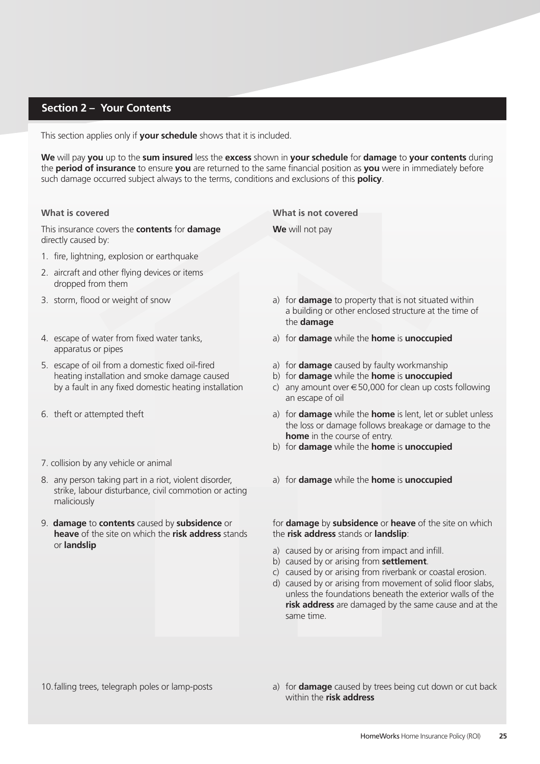## Section 2 – Your Contents

This section applies only if **your schedule** shows that it is included.

**We** will pay **you** up to the **sum insured** less the **excess** shown in **your schedule** for **damage** to **your contents** during the **period of insurance** to ensure **you** are returned to the same financial position as **you** were in immediately before such damage occurred subject always to the terms, conditions and exclusions of this **policy**.

| What is covered | What is not covered |
|---|---|
| This insurance covers the **contents** for **damage** directly caused by: | **We** will not pay |
| 1. fire, lightning, explosion or earthquake | |
| 2. aircraft and other flying devices or items dropped from them | |
| 3. storm, flood or weight of snow | a) for **damage** to property that is not situated within a building or other enclosed structure at the time of the **damage** |
| 4. escape of water from fixed water tanks, apparatus or pipes | a) for **damage** while the **home** is **unoccupied** |
| 5. escape of oil from a domestic fixed oil-fired heating installation and smoke damage caused by a fault in any fixed domestic heating installation | a) for **damage** caused by faulty workmanship<br>b) for **damage** while the **home** is **unoccupied**<br>c) any amount over €50,000 for clean up costs following an escape of oil |
| 6. theft or attempted theft | a) for **damage** while the **home** is lent, let or sublet unless the loss or damage follows breakage or damage to the **home** in the course of entry.<br>b) for **damage** while the **home** is **unoccupied** |
| 7. collision by any vehicle or animal | |
| 8. any person taking part in a riot, violent disorder, strike, labour disturbance, civil commotion or acting maliciously | a) for **damage** while the **home** is **unoccupied** |
| 9. **damage** to **contents** caused by **subsidence** or **heave** of the site on which the **risk address** stands or **landslip** | for **damage** by **subsidence** or **heave** of the site on which the **risk address** stands or **landslip**:<br>a) caused by or arising from impact and infill.<br>b) caused by or arising from **settlement**.<br>c) caused by or arising from riverbank or coastal erosion.<br>d) caused by or arising from movement of solid floor slabs, unless the foundations beneath the exterior walls of the **risk address** are damaged by the same cause and at the same time. |
| 10. falling trees, telegraph poles or lamp-posts | a) for **damage** caused by trees being cut down or cut back within the **risk address** |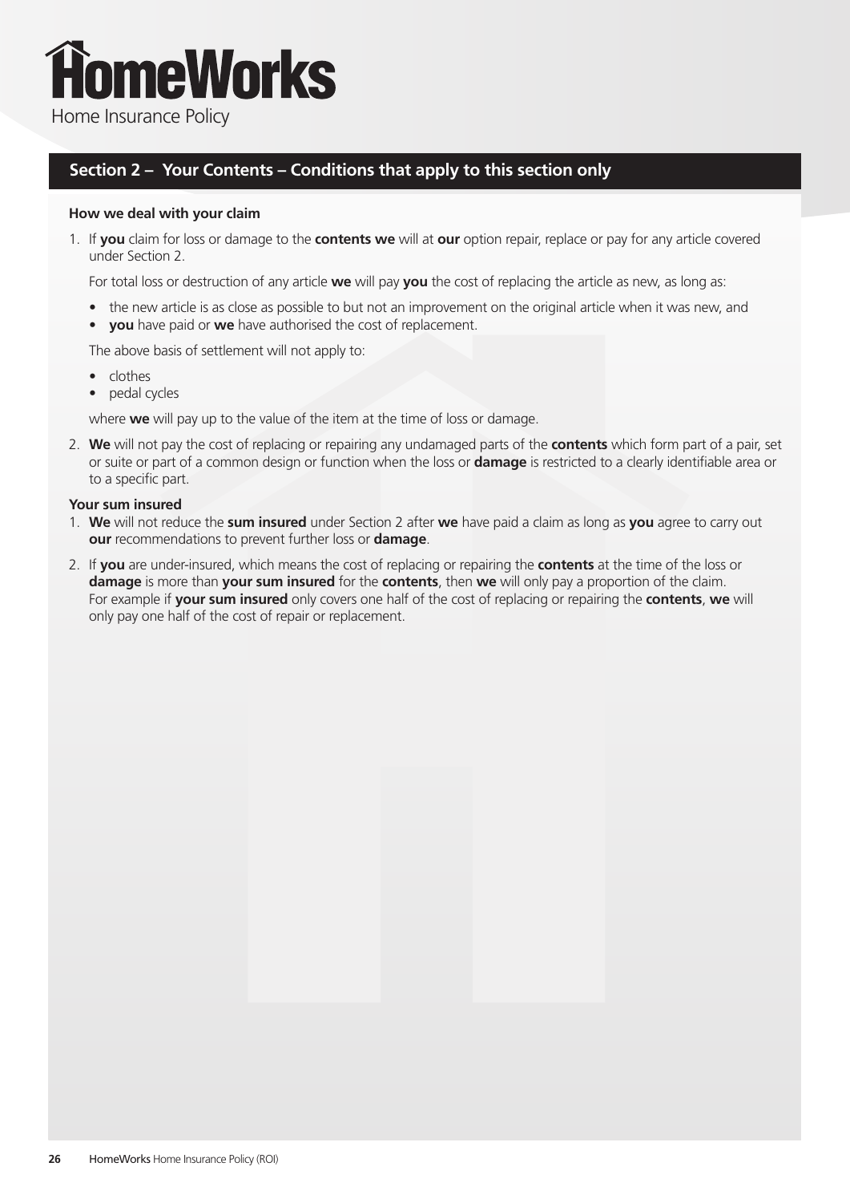## Section 2 – Your Contents – Conditions that apply to this section only

**How we deal with your claim**

1. If **you** claim for loss or damage to the **contents we** will at **our** option repair, replace or pay for any article covered under Section 2.

   For total loss or destruction of any article **we** will pay **you** the cost of replacing the article as new, as long as:

   - the new article is as close as possible to but not an improvement on the original article when it was new, and
   - **you** have paid or **we** have authorised the cost of replacement.

   The above basis of settlement will not apply to:

   - clothes
   - pedal cycles

   where **we** will pay up to the value of the item at the time of loss or damage.

2. **We** will not pay the cost of replacing or repairing any undamaged parts of the **contents** which form part of a pair, set or suite or part of a common design or function when the loss or **damage** is restricted to a clearly identifiable area or to a specific part.

**Your sum insured**

1. **We** will not reduce the **sum insured** under Section 2 after **we** have paid a claim as long as **you** agree to carry out **our** recommendations to prevent further loss or **damage**.
2. If **you** are under-insured, which means the cost of replacing or repairing the **contents** at the time of the loss or **damage** is more than **your sum insured** for the **contents**, then **we** will only pay a proportion of the claim. For example if **your sum insured** only covers one half of the cost of replacing or repairing the **contents**, **we** will only pay one half of the cost of repair or replacement.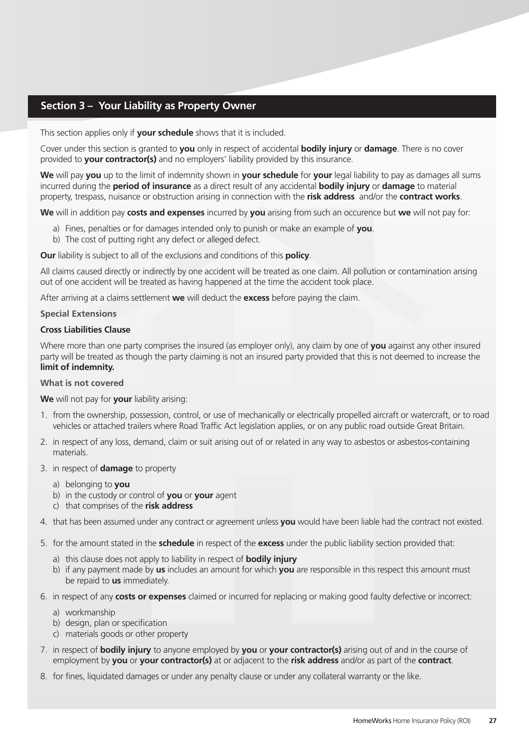## Section 3 – Your Liability as Property Owner

This section applies only if **your schedule** shows that it is included.

Cover under this section is granted to **you** only in respect of accidental **bodily injury** or **damage**. There is no cover provided to **your contractor(s)** and no employers' liability provided by this insurance.

**We** will pay **you** up to the limit of indemnity shown in **your schedule** for **your** legal liability to pay as damages all sums incurred during the **period of insurance** as a direct result of any accidental **bodily injury** or **damage** to material property, trespass, nuisance or obstruction arising in connection with the **risk address** and/or the **contract works**.

**We** will in addition pay **costs and expenses** incurred by **you** arising from such an occurence but **we** will not pay for:

a) Fines, penalties or for damages intended only to punish or make an example of **you**.
b) The cost of putting right any defect or alleged defect.

**Our** liability is subject to all of the exclusions and conditions of this **policy**.

All claims caused directly or indirectly by one accident will be treated as one claim. All pollution or contamination arising out of one accident will be treated as having happened at the time the accident took place.

After arriving at a claims settlement **we** will deduct the **excess** before paying the claim.

**Special Extensions**

**Cross Liabilities Clause**

Where more than one party comprises the insured (as employer only), any claim by one of **you** against any other insured party will be treated as though the party claiming is not an insured party provided that this is not deemed to increase the **limit of indemnity.**

**What is not covered**

**We** will not pay for **your** liability arising:

1. from the ownership, possession, control, or use of mechanically or electrically propelled aircraft or watercraft, or to road vehicles or attached trailers where Road Traffic Act legislation applies, or on any public road outside Great Britain.
2. in respect of any loss, demand, claim or suit arising out of or related in any way to asbestos or asbestos-containing materials.
3. in respect of **damage** to property
   a) belonging to **you**
   b) in the custody or control of **you** or **your** agent
   c) that comprises of the **risk address**
4. that has been assumed under any contract or agreement unless **you** would have been liable had the contract not existed.
5. for the amount stated in the **schedule** in respect of the **excess** under the public liability section provided that:
   a) this clause does not apply to liability in respect of **bodily injury**
   b) if any payment made by **us** includes an amount for which **you** are responsible in this respect this amount must be repaid to **us** immediately.
6. in respect of any **costs or expenses** claimed or incurred for replacing or making good faulty defective or incorrect:
   a) workmanship
   b) design, plan or specification
   c) materials goods or other property
7. in respect of **bodily injury** to anyone employed by **you** or **your contractor(s)** arising out of and in the course of employment by **you** or **your contractor(s)** at or adjacent to the **risk address** and/or as part of the **contract**.
8. for fines, liquidated damages or under any penalty clause or under any collateral warranty or the like.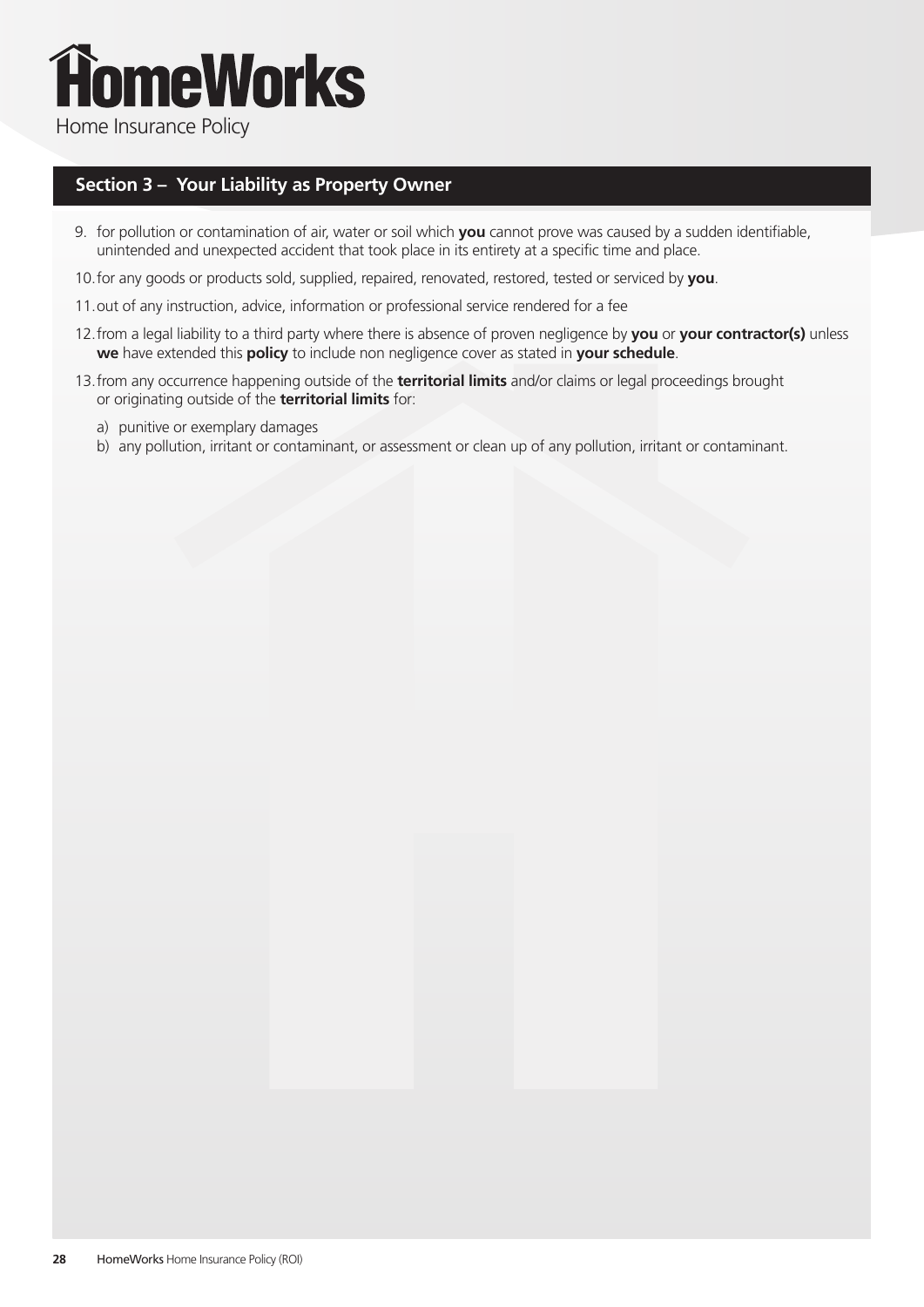## Section 3 – Your Liability as Property Owner

9. for pollution or contamination of air, water or soil which **you** cannot prove was caused by a sudden identifiable, unintended and unexpected accident that took place in its entirety at a specific time and place.
10. for any goods or products sold, supplied, repaired, renovated, restored, tested or serviced by **you**.
11. out of any instruction, advice, information or professional service rendered for a fee
12. from a legal liability to a third party where there is absence of proven negligence by **you** or **your contractor(s)** unless **we** have extended this **policy** to include non negligence cover as stated in **your schedule**.
13. from any occurrence happening outside of the **territorial limits** and/or claims or legal proceedings brought or originating outside of the **territorial limits** for:
    a) punitive or exemplary damages
    b) any pollution, irritant or contaminant, or assessment or clean up of any pollution, irritant or contaminant.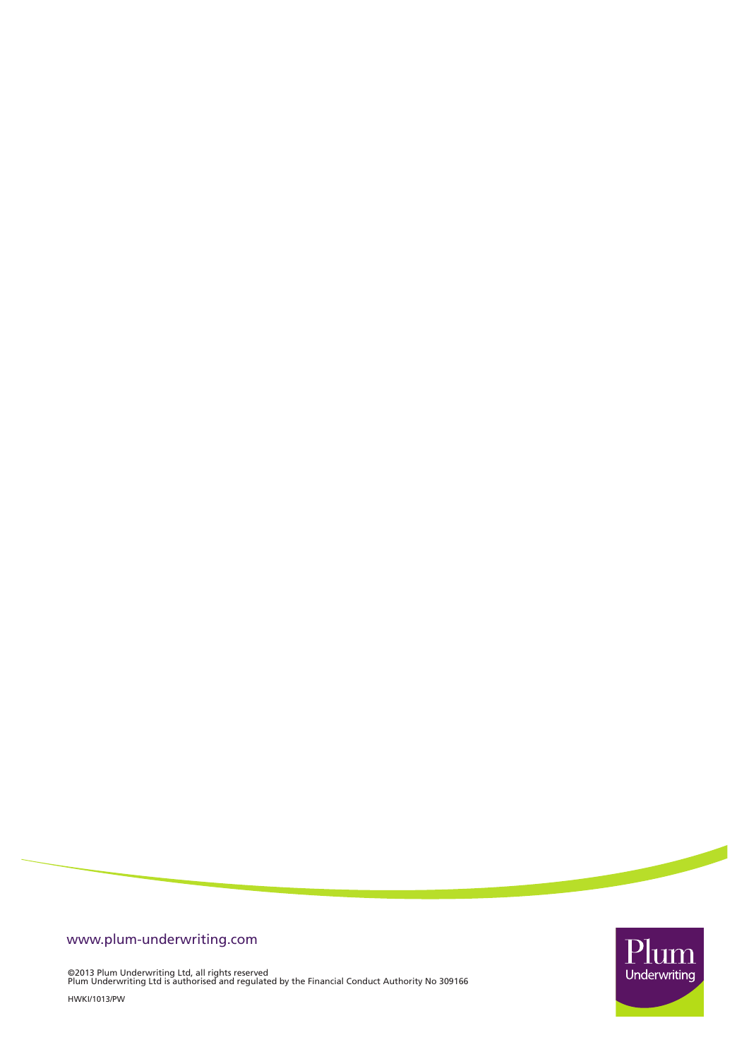www.plum-underwriting.com

©2013 Plum Underwriting Ltd, all rights reserved
Plum Underwriting Ltd is authorised and regulated by the Financial Conduct Authority No 309166

HWKI/1013/PW

Plum
Underwriting